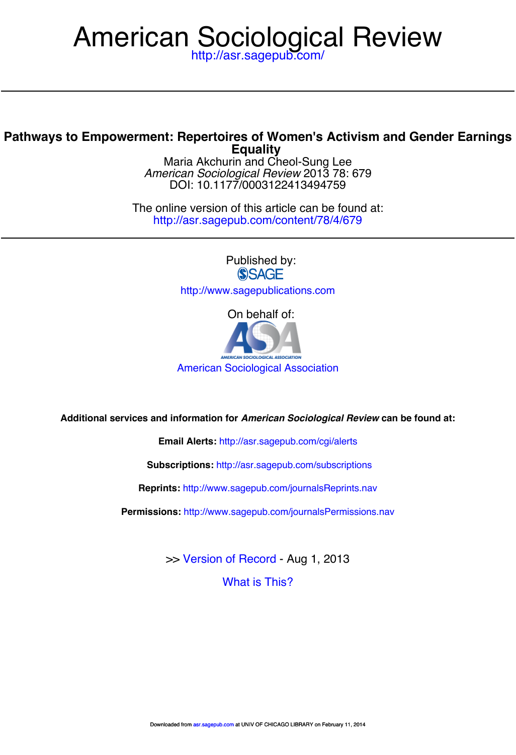# American Sociological Review

http://asr.sagepub.com/

## Pathways to Empowerment: Repertoires of Women's Activism and Gender Earnings Equality

Maria Akchurin and Cheol-Sung Lee

*American Sociological Review* 2013 78: 679

DOI: 10.1177/0003122413494759

The online version of this article can be found at:

http://asr.sagepub.com/content/78/4/679

Published by:

SAGE

http://www.sagepublications.com

On behalf of:

ASA

AMERICAN SOCIOLOGICAL ASSOCIATION

American Sociological Association

**Additional services and information for *American Sociological Review* can be found at:**

**Email Alerts:** http://asr.sagepub.com/cgi/alerts

**Subscriptions:** http://asr.sagepub.com/subscriptions

**Reprints:** http://www.sagepub.com/journalsReprints.nav

**Permissions:** http://www.sagepub.com/journalsPermissions.nav

>> Version of Record - Aug 1, 2013

What is This?

Downloaded from asr.sagepub.com at UNIV OF CHICAGO LIBRARY on February 11, 2014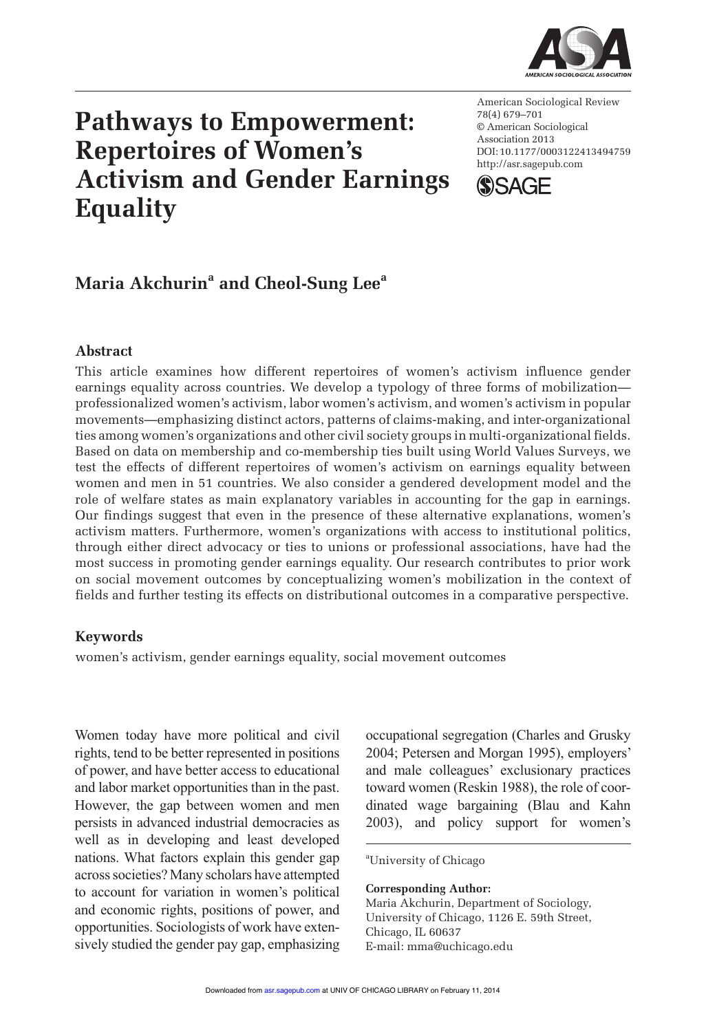# Pathways to Empowerment: Repertoires of Women's Activism and Gender Earnings Equality

American Sociological Review
78(4) 679–701
© American Sociological Association 2013
DOI: 10.1177/0003122413494759
http://asr.sagepub.com

## Maria Akchurin[a] and Cheol-Sung Lee[a]

### Abstract

This article examines how different repertoires of women's activism influence gender earnings equality across countries. We develop a typology of three forms of mobilization—professionalized women's activism, labor women's activism, and women's activism in popular movements—emphasizing distinct actors, patterns of claims-making, and inter-organizational ties among women's organizations and other civil society groups in multi-organizational fields. Based on data on membership and co-membership ties built using World Values Surveys, we test the effects of different repertoires of women's activism on earnings equality between women and men in 51 countries. We also consider a gendered development model and the role of welfare states as main explanatory variables in accounting for the gap in earnings. Our findings suggest that even in the presence of these alternative explanations, women's activism matters. Furthermore, women's organizations with access to institutional politics, through either direct advocacy or ties to unions or professional associations, have had the most success in promoting gender earnings equality. Our research contributes to prior work on social movement outcomes by conceptualizing women's mobilization in the context of fields and further testing its effects on distributional outcomes in a comparative perspective.

### Keywords

women's activism, gender earnings equality, social movement outcomes

Women today have more political and civil rights, tend to be better represented in positions of power, and have better access to educational and labor market opportunities than in the past. However, the gap between women and men persists in advanced industrial democracies as well as in developing and least developed nations. What factors explain this gender gap across societies? Many scholars have attempted to account for variation in women's political and economic rights, positions of power, and opportunities. Sociologists of work have extensively studied the gender pay gap, emphasizing occupational segregation (Charles and Grusky 2004; Petersen and Morgan 1995), employers' and male colleagues' exclusionary practices toward women (Reskin 1988), the role of coordinated wage bargaining (Blau and Kahn 2003), and policy support for women's

[a]University of Chicago

**Corresponding Author:**
Maria Akchurin, Department of Sociology, University of Chicago, 1126 E. 59th Street, Chicago, IL 60637
E-mail: mma@uchicago.edu

Downloaded from asr.sagepub.com at UNIV OF CHICAGO LIBRARY on February 11, 2014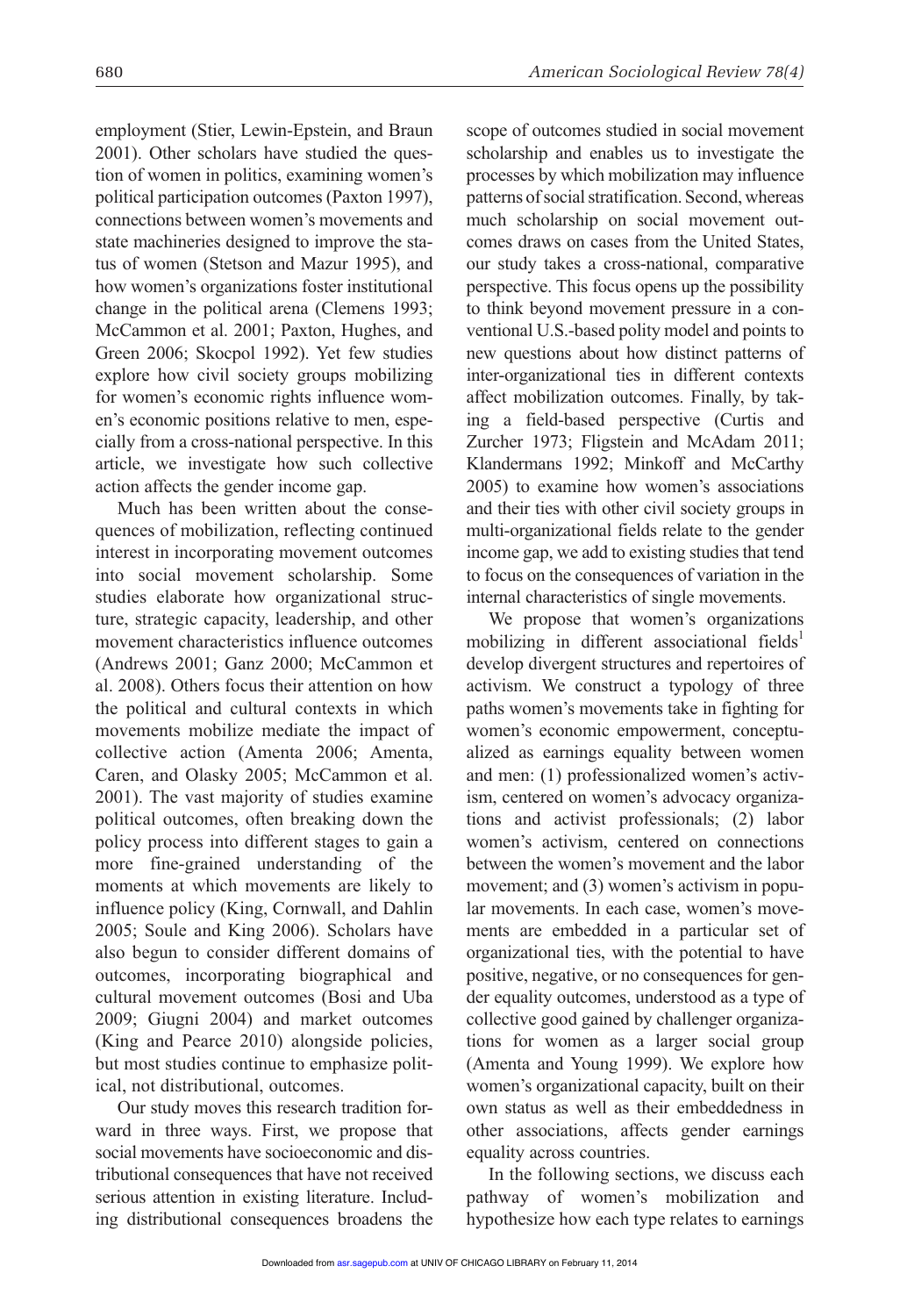employment (Stier, Lewin-Epstein, and Braun 2001). Other scholars have studied the question of women in politics, examining women's political participation outcomes (Paxton 1997), connections between women's movements and state machineries designed to improve the status of women (Stetson and Mazur 1995), and how women's organizations foster institutional change in the political arena (Clemens 1993; McCammon et al. 2001; Paxton, Hughes, and Green 2006; Skocpol 1992). Yet few studies explore how civil society groups mobilizing for women's economic rights influence women's economic positions relative to men, especially from a cross-national perspective. In this article, we investigate how such collective action affects the gender income gap.

Much has been written about the consequences of mobilization, reflecting continued interest in incorporating movement outcomes into social movement scholarship. Some studies elaborate how organizational structure, strategic capacity, leadership, and other movement characteristics influence outcomes (Andrews 2001; Ganz 2000; McCammon et al. 2008). Others focus their attention on how the political and cultural contexts in which movements mobilize mediate the impact of collective action (Amenta 2006; Amenta, Caren, and Olasky 2005; McCammon et al. 2001). The vast majority of studies examine political outcomes, often breaking down the policy process into different stages to gain a more fine-grained understanding of the moments at which movements are likely to influence policy (King, Cornwall, and Dahlin 2005; Soule and King 2006). Scholars have also begun to consider different domains of outcomes, incorporating biographical and cultural movement outcomes (Bosi and Uba 2009; Giugni 2004) and market outcomes (King and Pearce 2010) alongside policies, but most studies continue to emphasize political, not distributional, outcomes.

Our study moves this research tradition forward in three ways. First, we propose that social movements have socioeconomic and distributional consequences that have not received serious attention in existing literature. Including distributional consequences broadens the scope of outcomes studied in social movement scholarship and enables us to investigate the processes by which mobilization may influence patterns of social stratification. Second, whereas much scholarship on social movement outcomes draws on cases from the United States, our study takes a cross-national, comparative perspective. This focus opens up the possibility to think beyond movement pressure in a conventional U.S.-based polity model and points to new questions about how distinct patterns of inter-organizational ties in different contexts affect mobilization outcomes. Finally, by taking a field-based perspective (Curtis and Zurcher 1973; Fligstein and McAdam 2011; Klandermans 1992; Minkoff and McCarthy 2005) to examine how women's associations and their ties with other civil society groups in multi-organizational fields relate to the gender income gap, we add to existing studies that tend to focus on the consequences of variation in the internal characteristics of single movements.

We propose that women's organizations mobilizing in different associational fields[1] develop divergent structures and repertoires of activism. We construct a typology of three paths women's movements take in fighting for women's economic empowerment, conceptualized as earnings equality between women and men: (1) professionalized women's activism, centered on women's advocacy organizations and activist professionals; (2) labor women's activism, centered on connections between the women's movement and the labor movement; and (3) women's activism in popular movements. In each case, women's movements are embedded in a particular set of organizational ties, with the potential to have positive, negative, or no consequences for gender equality outcomes, understood as a type of collective good gained by challenger organizations for women as a larger social group (Amenta and Young 1999). We explore how women's organizational capacity, built on their own status as well as their embeddedness in other associations, affects gender earnings equality across countries.

In the following sections, we discuss each pathway of women's mobilization and hypothesize how each type relates to earnings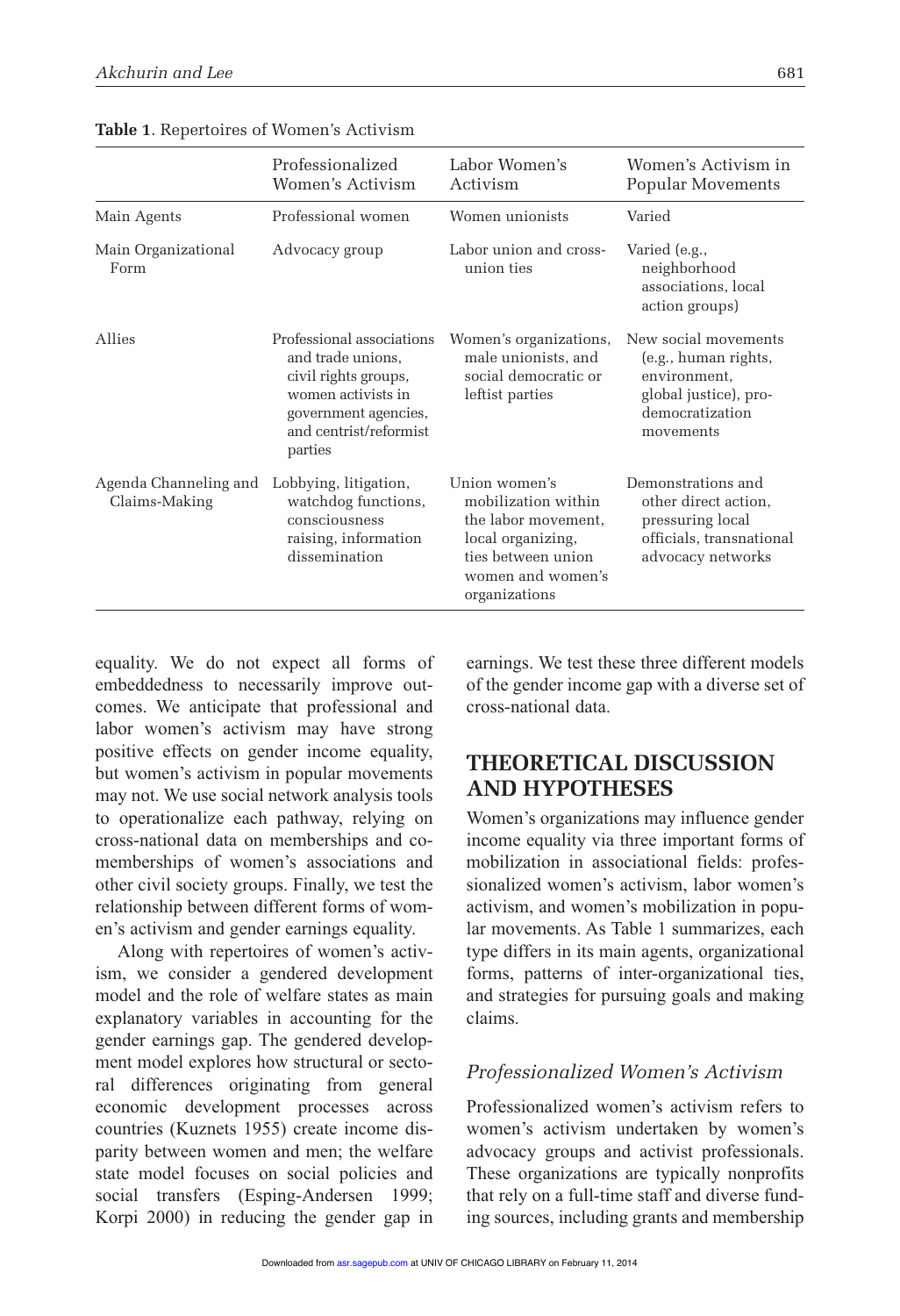**Table 1.** Repertoires of Women's Activism

| | Professionalized Women's Activism | Labor Women's Activism | Women's Activism in Popular Movements |
|---|---|---|---|
| Main Agents | Professional women | Women unionists | Varied |
| Main Organizational Form | Advocacy group | Labor union and cross-union ties | Varied (e.g., neighborhood associations, local action groups) |
| Allies | Professional associations and trade unions, civil rights groups, women activists in government agencies, and centrist/reformist parties | Women's organizations, male unionists, and social democratic or leftist parties | New social movements (e.g., human rights, environment, global justice), pro-democratization movements |
| Agenda Channeling and Claims-Making | Lobbying, litigation, watchdog functions, consciousness raising, information dissemination | Union women's mobilization within the labor movement, local organizing, ties between union women and women's organizations | Demonstrations and other direct action, pressuring local officials, transnational advocacy networks |

equality. We do not expect all forms of embeddedness to necessarily improve outcomes. We anticipate that professional and labor women's activism may have strong positive effects on gender income equality, but women's activism in popular movements may not. We use social network analysis tools to operationalize each pathway, relying on cross-national data on memberships and co-memberships of women's associations and other civil society groups. Finally, we test the relationship between different forms of women's activism and gender earnings equality.

Along with repertoires of women's activism, we consider a gendered development model and the role of welfare states as main explanatory variables in accounting for the gender earnings gap. The gendered development model explores how structural or sectoral differences originating from general economic development processes across countries (Kuznets 1955) create income disparity between women and men; the welfare state model focuses on social policies and social transfers (Esping-Andersen 1999; Korpi 2000) in reducing the gender gap in earnings. We test these three different models of the gender income gap with a diverse set of cross-national data.

## THEORETICAL DISCUSSION AND HYPOTHESES

Women's organizations may influence gender income equality via three important forms of mobilization in associational fields: professionalized women's activism, labor women's activism, and women's mobilization in popular movements. As Table 1 summarizes, each type differs in its main agents, organizational forms, patterns of inter-organizational ties, and strategies for pursuing goals and making claims.

### *Professionalized Women's Activism*

Professionalized women's activism refers to women's activism undertaken by women's advocacy groups and activist professionals. These organizations are typically nonprofits that rely on a full-time staff and diverse funding sources, including grants and membership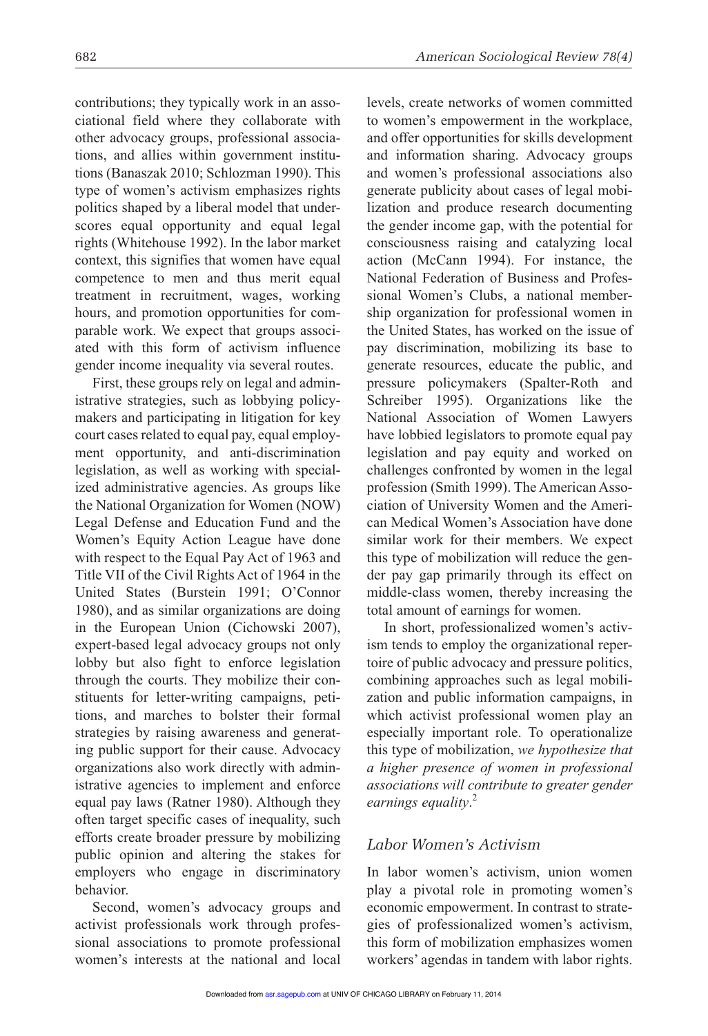contributions; they typically work in an associational field where they collaborate with other advocacy groups, professional associations, and allies within government institutions (Banaszak 2010; Schlozman 1990). This type of women's activism emphasizes rights politics shaped by a liberal model that underscores equal opportunity and equal legal rights (Whitehouse 1992). In the labor market context, this signifies that women have equal competence to men and thus merit equal treatment in recruitment, wages, working hours, and promotion opportunities for comparable work. We expect that groups associated with this form of activism influence gender income inequality via several routes.

First, these groups rely on legal and administrative strategies, such as lobbying policymakers and participating in litigation for key court cases related to equal pay, equal employment opportunity, and anti-discrimination legislation, as well as working with specialized administrative agencies. As groups like the National Organization for Women (NOW) Legal Defense and Education Fund and the Women's Equity Action League have done with respect to the Equal Pay Act of 1963 and Title VII of the Civil Rights Act of 1964 in the United States (Burstein 1991; O'Connor 1980), and as similar organizations are doing in the European Union (Cichowski 2007), expert-based legal advocacy groups not only lobby but also fight to enforce legislation through the courts. They mobilize their constituents for letter-writing campaigns, petitions, and marches to bolster their formal strategies by raising awareness and generating public support for their cause. Advocacy organizations also work directly with administrative agencies to implement and enforce equal pay laws (Ratner 1980). Although they often target specific cases of inequality, such efforts create broader pressure by mobilizing public opinion and altering the stakes for employers who engage in discriminatory behavior.

Second, women's advocacy groups and activist professionals work through professional associations to promote professional women's interests at the national and local levels, create networks of women committed to women's empowerment in the workplace, and offer opportunities for skills development and information sharing. Advocacy groups and women's professional associations also generate publicity about cases of legal mobilization and produce research documenting the gender income gap, with the potential for consciousness raising and catalyzing local action (McCann 1994). For instance, the National Federation of Business and Professional Women's Clubs, a national membership organization for professional women in the United States, has worked on the issue of pay discrimination, mobilizing its base to generate resources, educate the public, and pressure policymakers (Spalter-Roth and Schreiber 1995). Organizations like the National Association of Women Lawyers have lobbied legislators to promote equal pay legislation and pay equity and worked on challenges confronted by women in the legal profession (Smith 1999). The American Association of University Women and the American Medical Women's Association have done similar work for their members. We expect this type of mobilization will reduce the gender pay gap primarily through its effect on middle-class women, thereby increasing the total amount of earnings for women.

In short, professionalized women's activism tends to employ the organizational repertoire of public advocacy and pressure politics, combining approaches such as legal mobilization and public information campaigns, in which activist professional women play an especially important role. To operationalize this type of mobilization, *we hypothesize that a higher presence of women in professional associations will contribute to greater gender earnings equality*.[2]

## Labor Women's Activism

In labor women's activism, union women play a pivotal role in promoting women's economic empowerment. In contrast to strategies of professionalized women's activism, this form of mobilization emphasizes women workers' agendas in tandem with labor rights.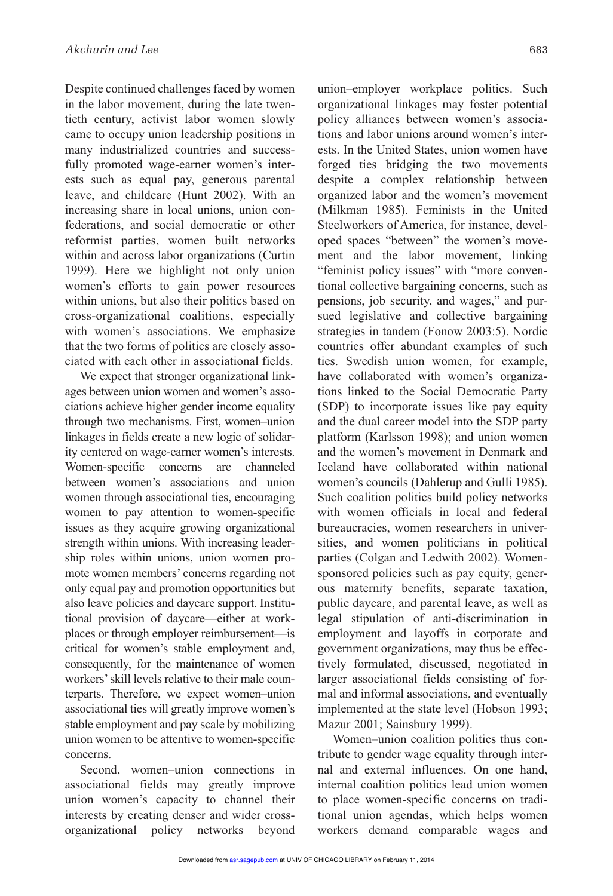Despite continued challenges faced by women in the labor movement, during the late twentieth century, activist labor women slowly came to occupy union leadership positions in many industrialized countries and successfully promoted wage-earner women's interests such as equal pay, generous parental leave, and childcare (Hunt 2002). With an increasing share in local unions, union confederations, and social democratic or other reformist parties, women built networks within and across labor organizations (Curtin 1999). Here we highlight not only union women's efforts to gain power resources within unions, but also their politics based on cross-organizational coalitions, especially with women's associations. We emphasize that the two forms of politics are closely associated with each other in associational fields.

We expect that stronger organizational linkages between union women and women's associations achieve higher gender income equality through two mechanisms. First, women–union linkages in fields create a new logic of solidarity centered on wage-earner women's interests. Women-specific concerns are channeled between women's associations and union women through associational ties, encouraging women to pay attention to women-specific issues as they acquire growing organizational strength within unions. With increasing leadership roles within unions, union women promote women members' concerns regarding not only equal pay and promotion opportunities but also leave policies and daycare support. Institutional provision of daycare—either at workplaces or through employer reimbursement—is critical for women's stable employment and, consequently, for the maintenance of women workers' skill levels relative to their male counterparts. Therefore, we expect women–union associational ties will greatly improve women's stable employment and pay scale by mobilizing union women to be attentive to women-specific concerns.

Second, women–union connections in associational fields may greatly improve union women's capacity to channel their interests by creating denser and wider cross-organizational policy networks beyond union–employer workplace politics. Such organizational linkages may foster potential policy alliances between women's associations and labor unions around women's interests. In the United States, union women have forged ties bridging the two movements despite a complex relationship between organized labor and the women's movement (Milkman 1985). Feminists in the United Steelworkers of America, for instance, developed spaces "between" the women's movement and the labor movement, linking "feminist policy issues" with "more conventional collective bargaining concerns, such as pensions, job security, and wages," and pursued legislative and collective bargaining strategies in tandem (Fonow 2003:5). Nordic countries offer abundant examples of such ties. Swedish union women, for example, have collaborated with women's organizations linked to the Social Democratic Party (SDP) to incorporate issues like pay equity and the dual career model into the SDP party platform (Karlsson 1998); and union women and the women's movement in Denmark and Iceland have collaborated within national women's councils (Dahlerup and Gulli 1985). Such coalition politics build policy networks with women officials in local and federal bureaucracies, women researchers in universities, and women politicians in political parties (Colgan and Ledwith 2002). Women-sponsored policies such as pay equity, generous maternity benefits, separate taxation, public daycare, and parental leave, as well as legal stipulation of anti-discrimination in employment and layoffs in corporate and government organizations, may thus be effectively formulated, discussed, negotiated in larger associational fields consisting of formal and informal associations, and eventually implemented at the state level (Hobson 1993; Mazur 2001; Sainsbury 1999).

Women–union coalition politics thus contribute to gender wage equality through internal and external influences. On one hand, internal coalition politics lead union women to place women-specific concerns on traditional union agendas, which helps women workers demand comparable wages and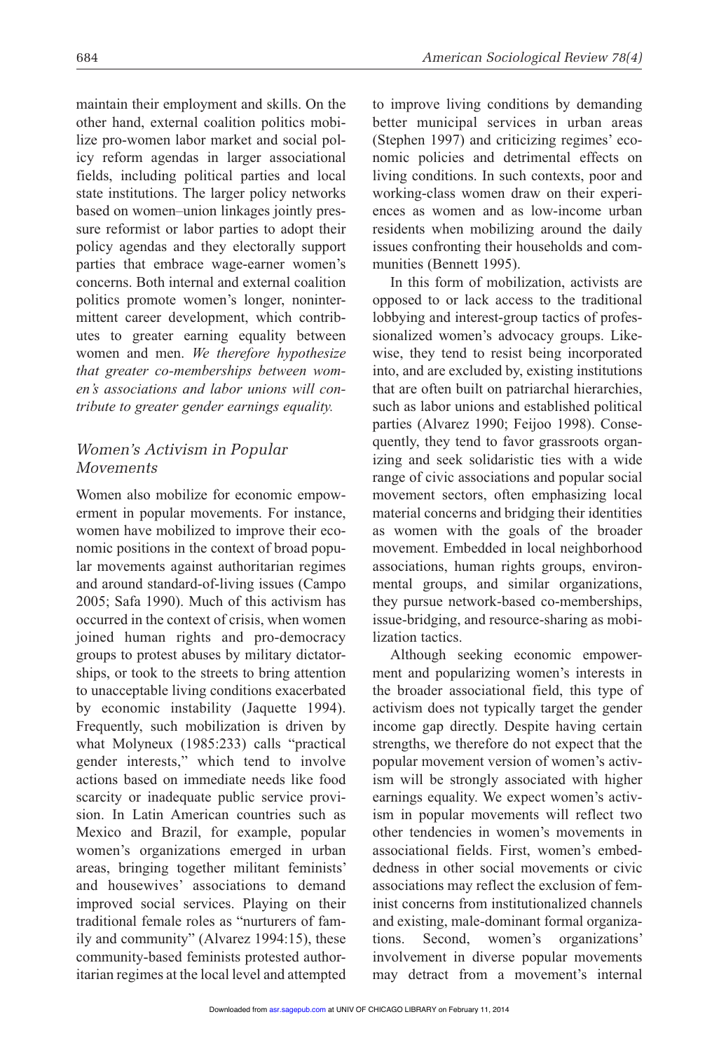maintain their employment and skills. On the other hand, external coalition politics mobilize pro-women labor market and social policy reform agendas in larger associational fields, including political parties and local state institutions. The larger policy networks based on women–union linkages jointly pressure reformist or labor parties to adopt their policy agendas and they electorally support parties that embrace wage-earner women's concerns. Both internal and external coalition politics promote women's longer, nonintermittent career development, which contributes to greater earning equality between women and men. *We therefore hypothesize that greater co-memberships between women's associations and labor unions will contribute to greater gender earnings equality.*

## *Women's Activism in Popular Movements*

Women also mobilize for economic empowerment in popular movements. For instance, women have mobilized to improve their economic positions in the context of broad popular movements against authoritarian regimes and around standard-of-living issues (Campo 2005; Safa 1990). Much of this activism has occurred in the context of crisis, when women joined human rights and pro-democracy groups to protest abuses by military dictatorships, or took to the streets to bring attention to unacceptable living conditions exacerbated by economic instability (Jaquette 1994). Frequently, such mobilization is driven by what Molyneux (1985:233) calls "practical gender interests," which tend to involve actions based on immediate needs like food scarcity or inadequate public service provision. In Latin American countries such as Mexico and Brazil, for example, popular women's organizations emerged in urban areas, bringing together militant feminists' and housewives' associations to demand improved social services. Playing on their traditional female roles as "nurturers of family and community" (Alvarez 1994:15), these community-based feminists protested authoritarian regimes at the local level and attempted to improve living conditions by demanding better municipal services in urban areas (Stephen 1997) and criticizing regimes' economic policies and detrimental effects on living conditions. In such contexts, poor and working-class women draw on their experiences as women and as low-income urban residents when mobilizing around the daily issues confronting their households and communities (Bennett 1995).

In this form of mobilization, activists are opposed to or lack access to the traditional lobbying and interest-group tactics of professionalized women's advocacy groups. Likewise, they tend to resist being incorporated into, and are excluded by, existing institutions that are often built on patriarchal hierarchies, such as labor unions and established political parties (Alvarez 1990; Feijoo 1998). Consequently, they tend to favor grassroots organizing and seek solidaristic ties with a wide range of civic associations and popular social movement sectors, often emphasizing local material concerns and bridging their identities as women with the goals of the broader movement. Embedded in local neighborhood associations, human rights groups, environmental groups, and similar organizations, they pursue network-based co-memberships, issue-bridging, and resource-sharing as mobilization tactics.

Although seeking economic empowerment and popularizing women's interests in the broader associational field, this type of activism does not typically target the gender income gap directly. Despite having certain strengths, we therefore do not expect that the popular movement version of women's activism will be strongly associated with higher earnings equality. We expect women's activism in popular movements will reflect two other tendencies in women's movements in associational fields. First, women's embeddedness in other social movements or civic associations may reflect the exclusion of feminist concerns from institutionalized channels and existing, male-dominant formal organizations. Second, women's organizations' involvement in diverse popular movements may detract from a movement's internal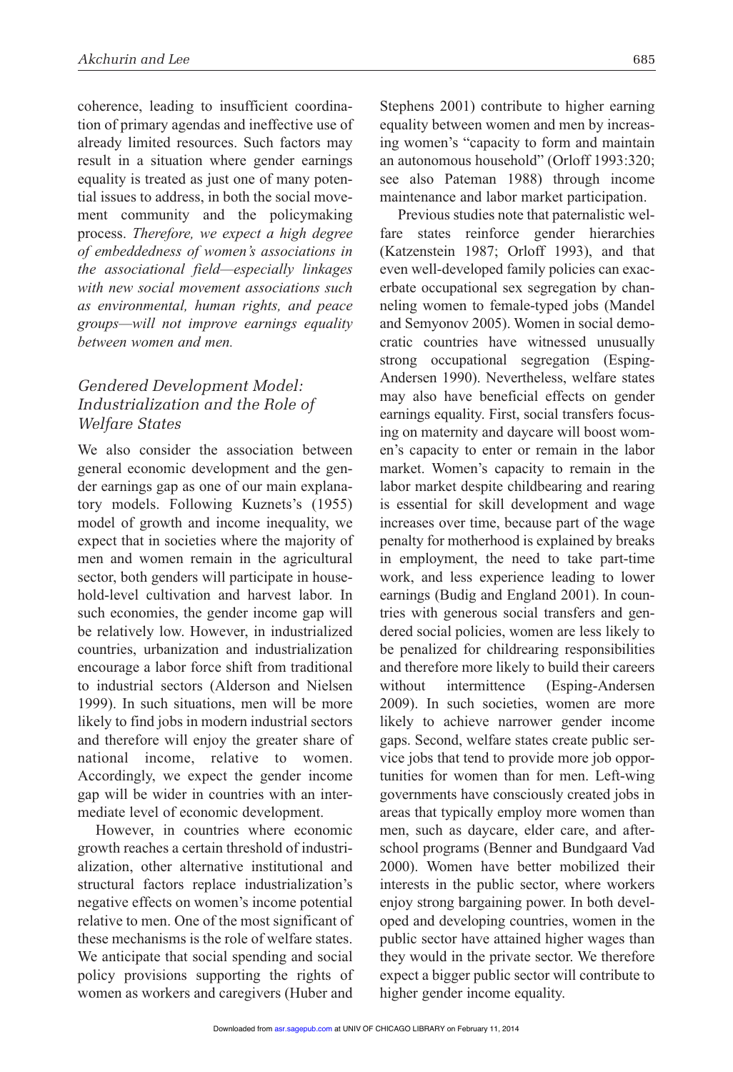coherence, leading to insufficient coordination of primary agendas and ineffective use of already limited resources. Such factors may result in a situation where gender earnings equality is treated as just one of many potential issues to address, in both the social movement community and the policymaking process. *Therefore, we expect a high degree of embeddedness of women's associations in the associational field—especially linkages with new social movement associations such as environmental, human rights, and peace groups—will not improve earnings equality between women and men.*

### *Gendered Development Model: Industrialization and the Role of Welfare States*

We also consider the association between general economic development and the gender earnings gap as one of our main explanatory models. Following Kuznets's (1955) model of growth and income inequality, we expect that in societies where the majority of men and women remain in the agricultural sector, both genders will participate in household-level cultivation and harvest labor. In such economies, the gender income gap will be relatively low. However, in industrialized countries, urbanization and industrialization encourage a labor force shift from traditional to industrial sectors (Alderson and Nielsen 1999). In such situations, men will be more likely to find jobs in modern industrial sectors and therefore will enjoy the greater share of national income, relative to women. Accordingly, we expect the gender income gap will be wider in countries with an intermediate level of economic development.

However, in countries where economic growth reaches a certain threshold of industrialization, other alternative institutional and structural factors replace industrialization's negative effects on women's income potential relative to men. One of the most significant of these mechanisms is the role of welfare states. We anticipate that social spending and social policy provisions supporting the rights of women as workers and caregivers (Huber and Stephens 2001) contribute to higher earning equality between women and men by increasing women's "capacity to form and maintain an autonomous household" (Orloff 1993:320; see also Pateman 1988) through income maintenance and labor market participation.

Previous studies note that paternalistic welfare states reinforce gender hierarchies (Katzenstein 1987; Orloff 1993), and that even well-developed family policies can exacerbate occupational sex segregation by channeling women to female-typed jobs (Mandel and Semyonov 2005). Women in social democratic countries have witnessed unusually strong occupational segregation (Esping-Andersen 1990). Nevertheless, welfare states may also have beneficial effects on gender earnings equality. First, social transfers focusing on maternity and daycare will boost women's capacity to enter or remain in the labor market. Women's capacity to remain in the labor market despite childbearing and rearing is essential for skill development and wage increases over time, because part of the wage penalty for motherhood is explained by breaks in employment, the need to take part-time work, and less experience leading to lower earnings (Budig and England 2001). In countries with generous social transfers and gendered social policies, women are less likely to be penalized for childrearing responsibilities and therefore more likely to build their careers without intermittence (Esping-Andersen 2009). In such societies, women are more likely to achieve narrower gender income gaps. Second, welfare states create public service jobs that tend to provide more job opportunities for women than for men. Left-wing governments have consciously created jobs in areas that typically employ more women than men, such as daycare, elder care, and after-school programs (Benner and Bundgaard Vad 2000). Women have better mobilized their interests in the public sector, where workers enjoy strong bargaining power. In both developed and developing countries, women in the public sector have attained higher wages than they would in the private sector. We therefore expect a bigger public sector will contribute to higher gender income equality.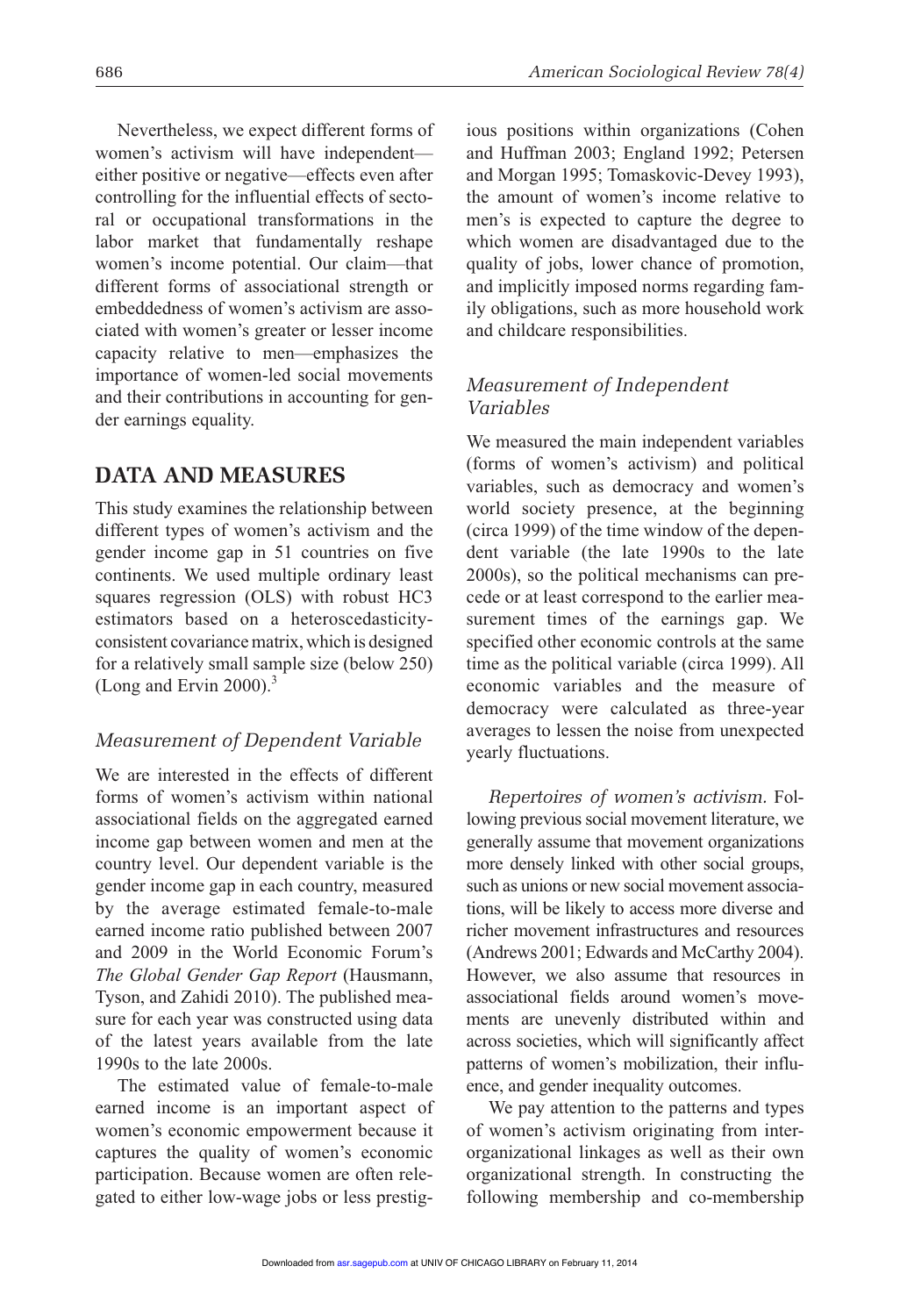Nevertheless, we expect different forms of women's activism will have independent—either positive or negative—effects even after controlling for the influential effects of sectoral or occupational transformations in the labor market that fundamentally reshape women's income potential. Our claim—that different forms of associational strength or embeddedness of women's activism are associated with women's greater or lesser income capacity relative to men—emphasizes the importance of women-led social movements and their contributions in accounting for gender earnings equality.

## DATA AND MEASURES

This study examines the relationship between different types of women's activism and the gender income gap in 51 countries on five continents. We used multiple ordinary least squares regression (OLS) with robust HC3 estimators based on a heteroscedasticity-consistent covariance matrix, which is designed for a relatively small sample size (below 250) (Long and Ervin 2000).[3]

### *Measurement of Dependent Variable*

We are interested in the effects of different forms of women's activism within national associational fields on the aggregated earned income gap between women and men at the country level. Our dependent variable is the gender income gap in each country, measured by the average estimated female-to-male earned income ratio published between 2007 and 2009 in the World Economic Forum's *The Global Gender Gap Report* (Hausmann, Tyson, and Zahidi 2010). The published measure for each year was constructed using data of the latest years available from the late 1990s to the late 2000s.

The estimated value of female-to-male earned income is an important aspect of women's economic empowerment because it captures the quality of women's economic participation. Because women are often relegated to either low-wage jobs or less prestigious positions within organizations (Cohen and Huffman 2003; England 1992; Petersen and Morgan 1995; Tomaskovic-Devey 1993), the amount of women's income relative to men's is expected to capture the degree to which women are disadvantaged due to the quality of jobs, lower chance of promotion, and implicitly imposed norms regarding family obligations, such as more household work and childcare responsibilities.

### *Measurement of Independent Variables*

We measured the main independent variables (forms of women's activism) and political variables, such as democracy and women's world society presence, at the beginning (circa 1999) of the time window of the dependent variable (the late 1990s to the late 2000s), so the political mechanisms can precede or at least correspond to the earlier measurement times of the earnings gap. We specified other economic controls at the same time as the political variable (circa 1999). All economic variables and the measure of democracy were calculated as three-year averages to lessen the noise from unexpected yearly fluctuations.

*Repertoires of women's activism.* Following previous social movement literature, we generally assume that movement organizations more densely linked with other social groups, such as unions or new social movement associations, will be likely to access more diverse and richer movement infrastructures and resources (Andrews 2001; Edwards and McCarthy 2004). However, we also assume that resources in associational fields around women's movements are unevenly distributed within and across societies, which will significantly affect patterns of women's mobilization, their influence, and gender inequality outcomes.

We pay attention to the patterns and types of women's activism originating from interorganizational linkages as well as their own organizational strength. In constructing the following membership and co-membership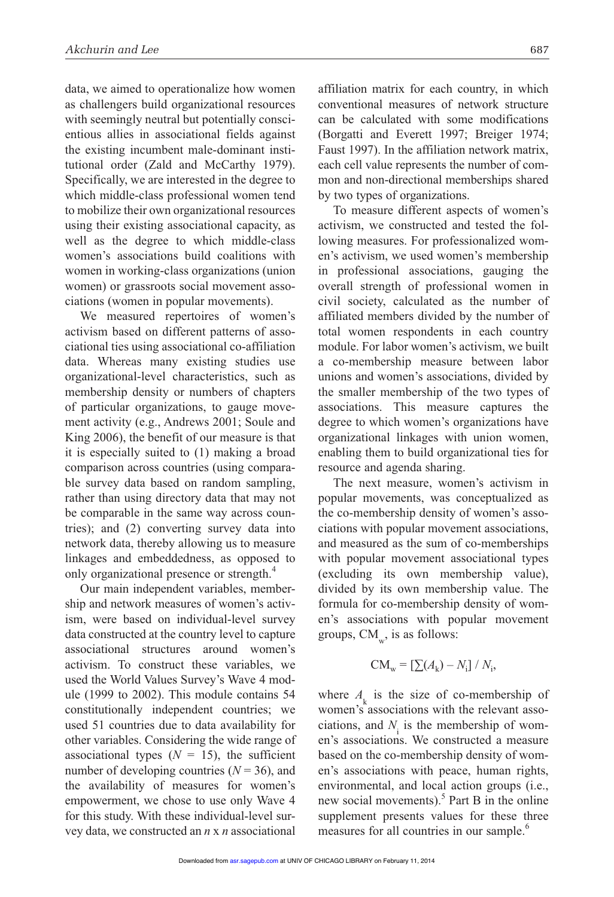data, we aimed to operationalize how women as challengers build organizational resources with seemingly neutral but potentially conscientious allies in associational fields against the existing incumbent male-dominant institutional order (Zald and McCarthy 1979). Specifically, we are interested in the degree to which middle-class professional women tend to mobilize their own organizational resources using their existing associational capacity, as well as the degree to which middle-class women's associations build coalitions with women in working-class organizations (union women) or grassroots social movement associations (women in popular movements).

We measured repertoires of women's activism based on different patterns of associational ties using associational co-affiliation data. Whereas many existing studies use organizational-level characteristics, such as membership density or numbers of chapters of particular organizations, to gauge movement activity (e.g., Andrews 2001; Soule and King 2006), the benefit of our measure is that it is especially suited to (1) making a broad comparison across countries (using comparable survey data based on random sampling, rather than using directory data that may not be comparable in the same way across countries); and (2) converting survey data into network data, thereby allowing us to measure linkages and embeddedness, as opposed to only organizational presence or strength.[4]

Our main independent variables, membership and network measures of women's activism, were based on individual-level survey data constructed at the country level to capture associational structures around women's activism. To construct these variables, we used the World Values Survey's Wave 4 module (1999 to 2002). This module contains 54 constitutionally independent countries; we used 51 countries due to data availability for other variables. Considering the wide range of associational types ($N = 15$), the sufficient number of developing countries ($N = 36$), and the availability of measures for women's empowerment, we chose to use only Wave 4 for this study. With these individual-level survey data, we constructed an $n \times n$ associational affiliation matrix for each country, in which conventional measures of network structure can be calculated with some modifications (Borgatti and Everett 1997; Breiger 1974; Faust 1997). In the affiliation network matrix, each cell value represents the number of common and non-directional memberships shared by two types of organizations.

To measure different aspects of women's activism, we constructed and tested the following measures. For professionalized women's activism, we used women's membership in professional associations, gauging the overall strength of professional women in civil society, calculated as the number of affiliated members divided by the number of total women respondents in each country module. For labor women's activism, we built a co-membership measure between labor unions and women's associations, divided by the smaller membership of the two types of associations. This measure captures the degree to which women's organizations have organizational linkages with union women, enabling them to build organizational ties for resource and agenda sharing.

The next measure, women's activism in popular movements, was conceptualized as the co-membership density of women's associations with popular movement associations, and measured as the sum of co-memberships with popular movement associational types (excluding its own membership value), divided by its own membership value. The formula for co-membership density of women's associations with popular movement groups, $CM_w$, is as follows:

$$CM_w = [\sum(A_k) - N_i] / N_i,$$

where $A_k$ is the size of co-membership of women's associations with the relevant associations, and $N_i$ is the membership of women's associations. We constructed a measure based on the co-membership density of women's associations with peace, human rights, environmental, and local action groups (i.e., new social movements).[5] Part B in the online supplement presents values for these three measures for all countries in our sample.[6]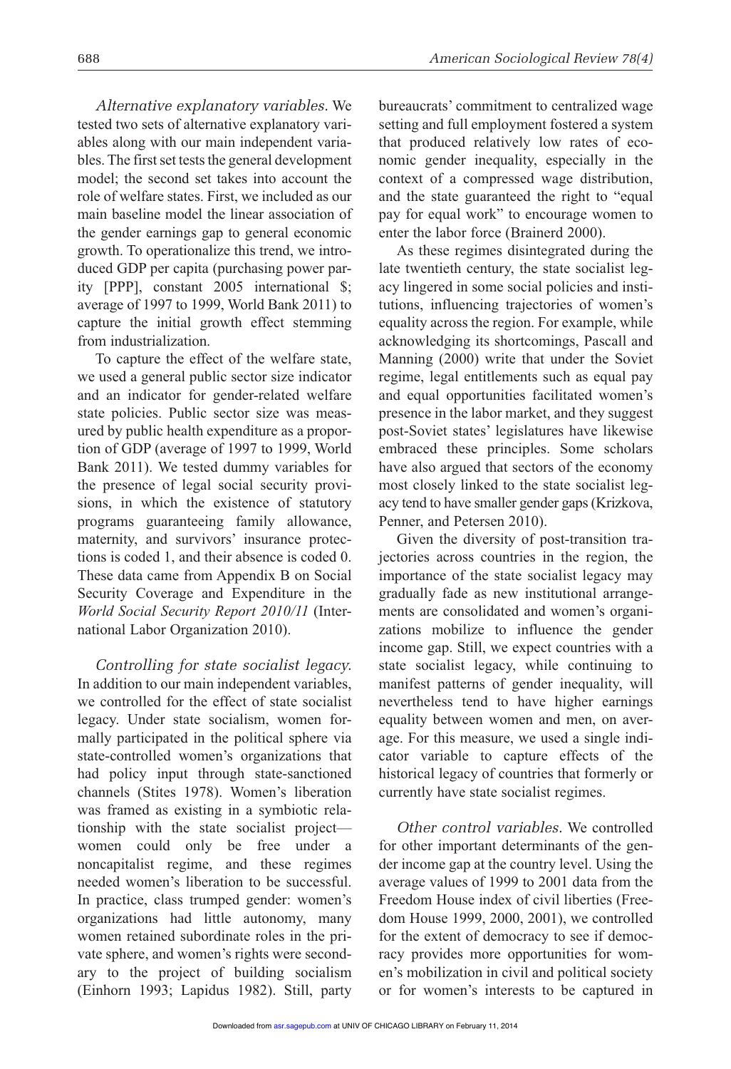*Alternative explanatory variables*. We tested two sets of alternative explanatory variables along with our main independent variables. The first set tests the general development model; the second set takes into account the role of welfare states. First, we included as our main baseline model the linear association of the gender earnings gap to general economic growth. To operationalize this trend, we introduced GDP per capita (purchasing power parity [PPP], constant 2005 international $; average of 1997 to 1999, World Bank 2011) to capture the initial growth effect stemming from industrialization.

To capture the effect of the welfare state, we used a general public sector size indicator and an indicator for gender-related welfare state policies. Public sector size was measured by public health expenditure as a proportion of GDP (average of 1997 to 1999, World Bank 2011). We tested dummy variables for the presence of legal social security provisions, in which the existence of statutory programs guaranteeing family allowance, maternity, and survivors' insurance protections is coded 1, and their absence is coded 0. These data came from Appendix B on Social Security Coverage and Expenditure in the *World Social Security Report 2010/11* (International Labor Organization 2010).

*Controlling for state socialist legacy*. In addition to our main independent variables, we controlled for the effect of state socialist legacy. Under state socialism, women formally participated in the political sphere via state-controlled women's organizations that had policy input through state-sanctioned channels (Stites 1978). Women's liberation was framed as existing in a symbiotic relationship with the state socialist project—women could only be free under a noncapitalist regime, and these regimes needed women's liberation to be successful. In practice, class trumped gender: women's organizations had little autonomy, many women retained subordinate roles in the private sphere, and women's rights were secondary to the project of building socialism (Einhorn 1993; Lapidus 1982). Still, party bureaucrats' commitment to centralized wage setting and full employment fostered a system that produced relatively low rates of economic gender inequality, especially in the context of a compressed wage distribution, and the state guaranteed the right to "equal pay for equal work" to encourage women to enter the labor force (Brainerd 2000).

As these regimes disintegrated during the late twentieth century, the state socialist legacy lingered in some social policies and institutions, influencing trajectories of women's equality across the region. For example, while acknowledging its shortcomings, Pascall and Manning (2000) write that under the Soviet regime, legal entitlements such as equal pay and equal opportunities facilitated women's presence in the labor market, and they suggest post-Soviet states' legislatures have likewise embraced these principles. Some scholars have also argued that sectors of the economy most closely linked to the state socialist legacy tend to have smaller gender gaps (Krizkova, Penner, and Petersen 2010).

Given the diversity of post-transition trajectories across countries in the region, the importance of the state socialist legacy may gradually fade as new institutional arrangements are consolidated and women's organizations mobilize to influence the gender income gap. Still, we expect countries with a state socialist legacy, while continuing to manifest patterns of gender inequality, will nevertheless tend to have higher earnings equality between women and men, on average. For this measure, we used a single indicator variable to capture effects of the historical legacy of countries that formerly or currently have state socialist regimes.

*Other control variables*. We controlled for other important determinants of the gender income gap at the country level. Using the average values of 1999 to 2001 data from the Freedom House index of civil liberties (Freedom House 1999, 2000, 2001), we controlled for the extent of democracy to see if democracy provides more opportunities for women's mobilization in civil and political society or for women's interests to be captured in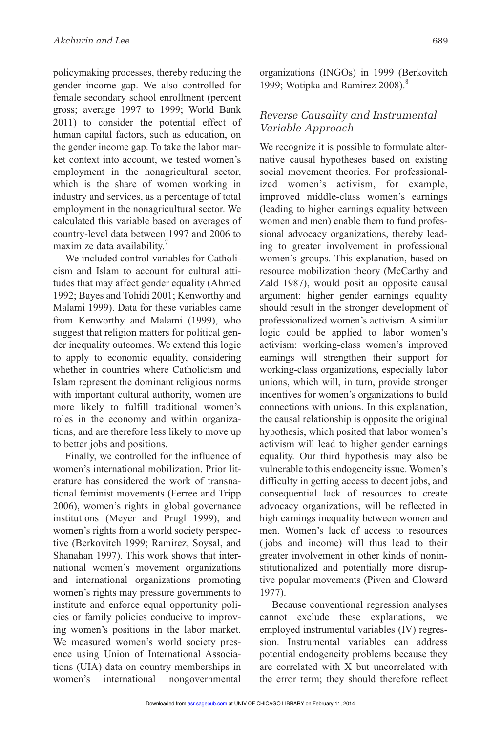policymaking processes, thereby reducing the gender income gap. We also controlled for female secondary school enrollment (percent gross; average 1997 to 1999; World Bank 2011) to consider the potential effect of human capital factors, such as education, on the gender income gap. To take the labor market context into account, we tested women's employment in the nonagricultural sector, which is the share of women working in industry and services, as a percentage of total employment in the nonagricultural sector. We calculated this variable based on averages of country-level data between 1997 and 2006 to maximize data availability.[7]

We included control variables for Catholicism and Islam to account for cultural attitudes that may affect gender equality (Ahmed 1992; Bayes and Tohidi 2001; Kenworthy and Malami 1999). Data for these variables came from Kenworthy and Malami (1999), who suggest that religion matters for political gender inequality outcomes. We extend this logic to apply to economic equality, considering whether in countries where Catholicism and Islam represent the dominant religious norms with important cultural authority, women are more likely to fulfill traditional women's roles in the economy and within organizations, and are therefore less likely to move up to better jobs and positions.

Finally, we controlled for the influence of women's international mobilization. Prior literature has considered the work of transnational feminist movements (Ferree and Tripp 2006), women's rights in global governance institutions (Meyer and Prugl 1999), and women's rights from a world society perspective (Berkovitch 1999; Ramirez, Soysal, and Shanahan 1997). This work shows that international women's movement organizations and international organizations promoting women's rights may pressure governments to institute and enforce equal opportunity policies or family policies conducive to improving women's positions in the labor market. We measured women's world society presence using Union of International Associations (UIA) data on country memberships in women's international nongovernmental organizations (INGOs) in 1999 (Berkovitch 1999; Wotipka and Ramirez 2008).[8]

### *Reverse Causality and Instrumental Variable Approach*

We recognize it is possible to formulate alternative causal hypotheses based on existing social movement theories. For professionalized women's activism, for example, improved middle-class women's earnings (leading to higher earnings equality between women and men) enable them to fund professional advocacy organizations, thereby leading to greater involvement in professional women's groups. This explanation, based on resource mobilization theory (McCarthy and Zald 1987), would posit an opposite causal argument: higher gender earnings equality should result in the stronger development of professionalized women's activism. A similar logic could be applied to labor women's activism: working-class women's improved earnings will strengthen their support for working-class organizations, especially labor unions, which will, in turn, provide stronger incentives for women's organizations to build connections with unions. In this explanation, the causal relationship is opposite the original hypothesis, which posited that labor women's activism will lead to higher gender earnings equality. Our third hypothesis may also be vulnerable to this endogeneity issue. Women's difficulty in getting access to decent jobs, and consequential lack of resources to create advocacy organizations, will be reflected in high earnings inequality between women and men. Women's lack of access to resources (jobs and income) will thus lead to their greater involvement in other kinds of noninstitutionalized and potentially more disruptive popular movements (Piven and Cloward 1977).

Because conventional regression analyses cannot exclude these explanations, we employed instrumental variables (IV) regression. Instrumental variables can address potential endogeneity problems because they are correlated with X but uncorrelated with the error term; they should therefore reflect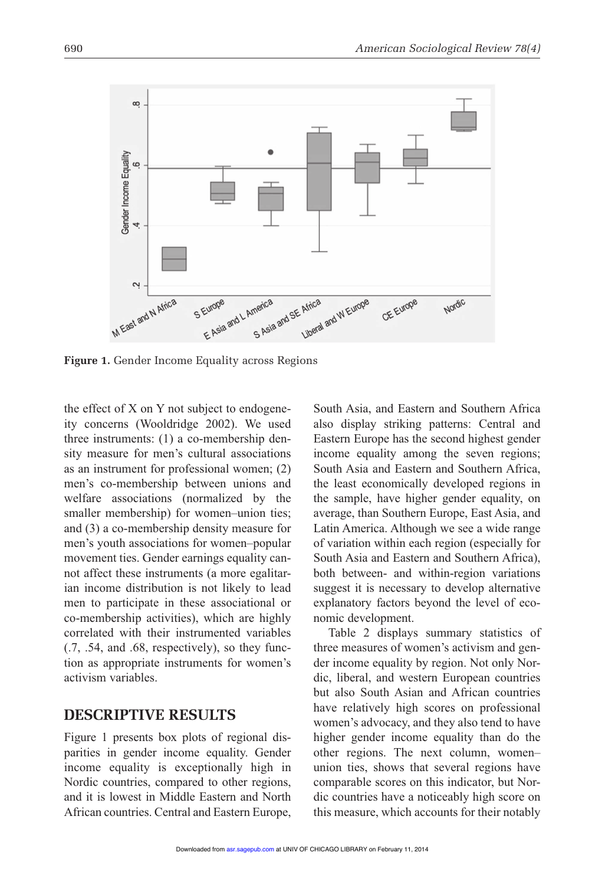Gender Income Equality

.2

.4

.6

.8

M East and N Africa

S Europe

E Asia and L America

S Asia and SE Africa

Liberal and W Europe

CE Europe

Nordic

**Figure 1.** Gender Income Equality across Regions

the effect of X on Y not subject to endogeneity concerns (Wooldridge 2002). We used three instruments: (1) a co-membership density measure for men's cultural associations as an instrument for professional women; (2) men's co-membership between unions and welfare associations (normalized by the smaller membership) for women–union ties; and (3) a co-membership density measure for men's youth associations for women–popular movement ties. Gender earnings equality cannot affect these instruments (a more egalitarian income distribution is not likely to lead men to participate in these associational or co-membership activities), which are highly correlated with their instrumented variables (.7, .54, and .68, respectively), so they function as appropriate instruments for women's activism variables.

## DESCRIPTIVE RESULTS

Figure 1 presents box plots of regional disparities in gender income equality. Gender income equality is exceptionally high in Nordic countries, compared to other regions, and it is lowest in Middle Eastern and North African countries. Central and Eastern Europe, South Asia, and Eastern and Southern Africa also display striking patterns: Central and Eastern Europe has the second highest gender income equality among the seven regions; South Asia and Eastern and Southern Africa, the least economically developed regions in the sample, have higher gender equality, on average, than Southern Europe, East Asia, and Latin America. Although we see a wide range of variation within each region (especially for South Asia and Eastern and Southern Africa), both between- and within-region variations suggest it is necessary to develop alternative explanatory factors beyond the level of economic development.

Table 2 displays summary statistics of three measures of women's activism and gender income equality by region. Not only Nordic, liberal, and western European countries but also South Asian and African countries have relatively high scores on professional women's advocacy, and they also tend to have higher gender income equality than do the other regions. The next column, women–union ties, shows that several regions have comparable scores on this indicator, but Nordic countries have a noticeably high score on this measure, which accounts for their notably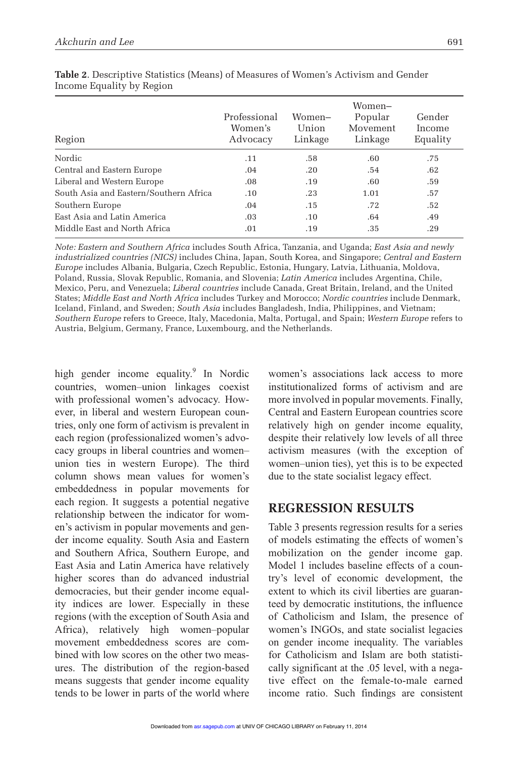**Table 2**. Descriptive Statistics (Means) of Measures of Women's Activism and Gender Income Equality by Region

| Region | Professional Women's Advocacy | Women–Union Linkage | Women–Popular Movement Linkage | Gender Income Equality |
|---|---|---|---|---|
| Nordic | .11 | .58 | .60 | .75 |
| Central and Eastern Europe | .04 | .20 | .54 | .62 |
| Liberal and Western Europe | .08 | .19 | .60 | .59 |
| South Asia and Eastern/Southern Africa | .10 | .23 | 1.01 | .57 |
| Southern Europe | .04 | .15 | .72 | .52 |
| East Asia and Latin America | .03 | .10 | .64 | .49 |
| Middle East and North Africa | .01 | .19 | .35 | .29 |

*Note: Eastern and Southern Africa* includes South Africa, Tanzania, and Uganda; *East Asia and newly industrialized countries (NICS)* includes China, Japan, South Korea, and Singapore; *Central and Eastern Europe* includes Albania, Bulgaria, Czech Republic, Estonia, Hungary, Latvia, Lithuania, Moldova, Poland, Russia, Slovak Republic, Romania, and Slovenia; *Latin America* includes Argentina, Chile, Mexico, Peru, and Venezuela; *Liberal countries* include Canada, Great Britain, Ireland, and the United States; *Middle East and North Africa* includes Turkey and Morocco; *Nordic countries* include Denmark, Iceland, Finland, and Sweden; *South Asia* includes Bangladesh, India, Philippines, and Vietnam; *Southern Europe* refers to Greece, Italy, Macedonia, Malta, Portugal, and Spain; *Western Europe* refers to Austria, Belgium, Germany, France, Luxembourg, and the Netherlands.

high gender income equality.[9] In Nordic countries, women–union linkages coexist with professional women's advocacy. However, in liberal and western European countries, only one form of activism is prevalent in each region (professionalized women's advocacy groups in liberal countries and women–union ties in western Europe). The third column shows mean values for women's embeddedness in popular movements for each region. It suggests a potential negative relationship between the indicator for women's activism in popular movements and gender income equality. South Asia and Eastern and Southern Africa, Southern Europe, and East Asia and Latin America have relatively higher scores than do advanced industrial democracies, but their gender income equality indices are lower. Especially in these regions (with the exception of South Asia and Africa), relatively high women–popular movement embeddedness scores are combined with low scores on the other two measures. The distribution of the region-based means suggests that gender income equality tends to be lower in parts of the world where women's associations lack access to more institutionalized forms of activism and are more involved in popular movements. Finally, Central and Eastern European countries score relatively high on gender income equality, despite their relatively low levels of all three activism measures (with the exception of women–union ties), yet this is to be expected due to the state socialist legacy effect.

## REGRESSION RESULTS

Table 3 presents regression results for a series of models estimating the effects of women's mobilization on the gender income gap. Model 1 includes baseline effects of a country's level of economic development, the extent to which its civil liberties are guaranteed by democratic institutions, the influence of Catholicism and Islam, the presence of women's INGOs, and state socialist legacies on gender income inequality. The variables for Catholicism and Islam are both statistically significant at the .05 level, with a negative effect on the female-to-male earned income ratio. Such findings are consistent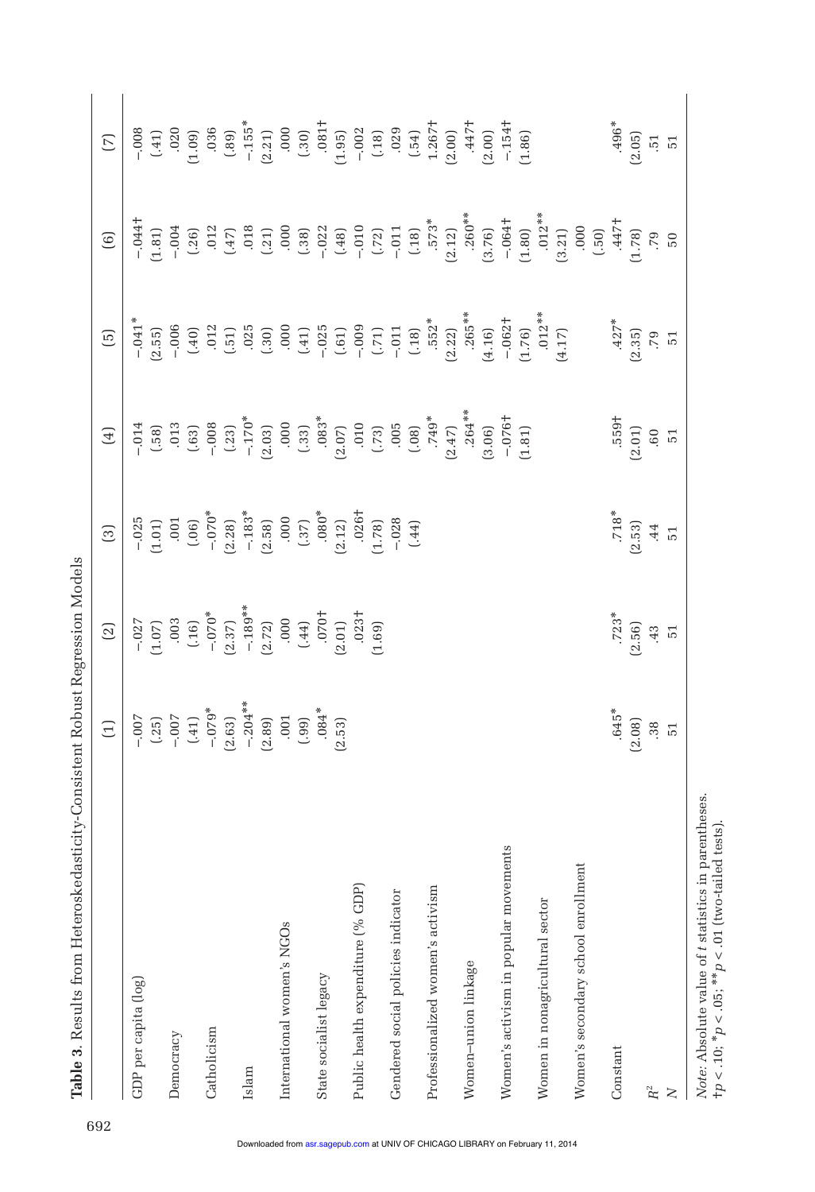**Table 3.** Results from Heteroskedasticity-Consistent Robust Regression Models

| | (1) | (2) | (3) | (4) | (5) | (6) | (7) |
|---|---|---|---|---|---|---|---|
| GDP per capita (log) | −.007 | −.027 | −.025 | −.014 | −.041* | −.044† | −.008 |
| | (.25) | (1.07) | (1.01) | (.58) | (2.55) | (1.81) | (.41) |
| Democracy | −.007 | .003 | .001 | .013 | −.006 | −.004 | .020 |
| | (.41) | (.16) | (.06) | (.63) | (.40) | (.26) | (1.09) |
| Catholicism | −.079* | −.070* | −.070* | −.008 | .012 | .012 | .036 |
| | (2.63) | (2.37) | (2.28) | (.23) | (.51) | (.47) | (.89) |
| Islam | −.204** | −.189** | −.183* | −.170* | .025 | .018 | −.155* |
| | (2.89) | (2.72) | (2.58) | (2.03) | (.30) | (.21) | (2.21) |
| International women's NGOs | .001 | .000 | .000 | .000 | .000 | .000 | .000 |
| | (.99) | (.44) | (.37) | (.33) | (.41) | (.38) | (.30) |
| State socialist legacy | .084* | .070† | .080* | .083* | −.025 | −.022 | .081† |
| | (2.53) | (2.01) | (2.12) | (2.07) | (.61) | (.48) | (1.95) |
| Public health expenditure (% GDP) | | .023† | .026† | .010 | −.009 | −.010 | −.002 |
| | | (1.69) | (1.78) | (.73) | (.71) | (.72) | (.18) |
| Gendered social policies indicator | | | −.028 | .005 | −.011 | −.011 | .029 |
| | | | (.44) | (.08) | (.18) | (.18) | (.54) |
| Professionalized women's activism | | | | .749* | .552* | .573* | 1.267† |
| | | | | (2.47) | (2.22) | (2.12) | (2.00) |
| Women–union linkage | | | | .264** | .265** | .260** | .447† |
| | | | | (3.06) | (4.16) | (3.76) | (2.00) |
| Women's activism in popular movements | | | | −.076† | −.062† | −.064† | −.154† |
| | | | | (1.81) | (1.76) | (1.80) | (1.86) |
| Women in nonagricultural sector | | | | | .012** | .012** | |
| | | | | | (4.17) | (3.21) | |
| Women's secondary school enrollment | | | | | | .000 | |
| | | | | | | (.50) | |
| Constant | .645* | .723* | .718* | .559† | .427* | .447† | .496* |
| | (2.08) | (2.56) | (2.53) | (2.01) | (2.35) | (1.78) | (2.05) |
| $R^2$ | .38 | .43 | .44 | .60 | .79 | .79 | .51 |
| $N$ | 51 | 51 | 51 | 51 | 51 | 50 | 51 |

*Note:* Absolute value of $t$ statistics in parentheses.
†$p < .10$; *$p < .05$; **$p < .01$ (two-tailed tests).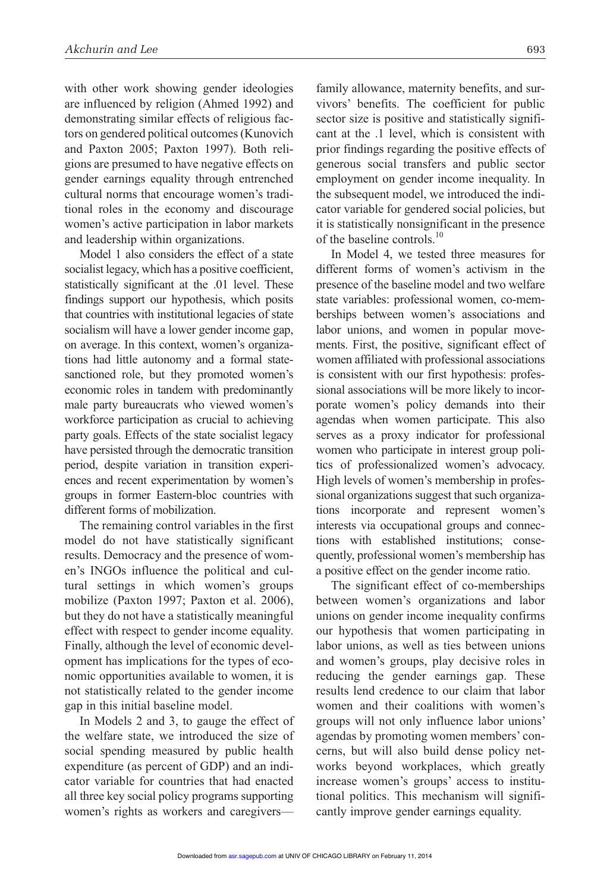with other work showing gender ideologies are influenced by religion (Ahmed 1992) and demonstrating similar effects of religious factors on gendered political outcomes (Kunovich and Paxton 2005; Paxton 1997). Both religions are presumed to have negative effects on gender earnings equality through entrenched cultural norms that encourage women's traditional roles in the economy and discourage women's active participation in labor markets and leadership within organizations.

Model 1 also considers the effect of a state socialist legacy, which has a positive coefficient, statistically significant at the .01 level. These findings support our hypothesis, which posits that countries with institutional legacies of state socialism will have a lower gender income gap, on average. In this context, women's organizations had little autonomy and a formal state-sanctioned role, but they promoted women's economic roles in tandem with predominantly male party bureaucrats who viewed women's workforce participation as crucial to achieving party goals. Effects of the state socialist legacy have persisted through the democratic transition period, despite variation in transition experiences and recent experimentation by women's groups in former Eastern-bloc countries with different forms of mobilization.

The remaining control variables in the first model do not have statistically significant results. Democracy and the presence of women's INGOs influence the political and cultural settings in which women's groups mobilize (Paxton 1997; Paxton et al. 2006), but they do not have a statistically meaningful effect with respect to gender income equality. Finally, although the level of economic development has implications for the types of economic opportunities available to women, it is not statistically related to the gender income gap in this initial baseline model.

In Models 2 and 3, to gauge the effect of the welfare state, we introduced the size of social spending measured by public health expenditure (as percent of GDP) and an indicator variable for countries that had enacted all three key social policy programs supporting women's rights as workers and caregivers—family allowance, maternity benefits, and survivors' benefits. The coefficient for public sector size is positive and statistically significant at the .1 level, which is consistent with prior findings regarding the positive effects of generous social transfers and public sector employment on gender income inequality. In the subsequent model, we introduced the indicator variable for gendered social policies, but it is statistically nonsignificant in the presence of the baseline controls.[10]

In Model 4, we tested three measures for different forms of women's activism in the presence of the baseline model and two welfare state variables: professional women, co-memberships between women's associations and labor unions, and women in popular movements. First, the positive, significant effect of women affiliated with professional associations is consistent with our first hypothesis: professional associations will be more likely to incorporate women's policy demands into their agendas when women participate. This also serves as a proxy indicator for professional women who participate in interest group politics of professionalized women's advocacy. High levels of women's membership in professional organizations suggest that such organizations incorporate and represent women's interests via occupational groups and connections with established institutions; consequently, professional women's membership has a positive effect on the gender income ratio.

The significant effect of co-memberships between women's organizations and labor unions on gender income inequality confirms our hypothesis that women participating in labor unions, as well as ties between unions and women's groups, play decisive roles in reducing the gender earnings gap. These results lend credence to our claim that labor women and their coalitions with women's groups will not only influence labor unions' agendas by promoting women members' concerns, but will also build dense policy networks beyond workplaces, which greatly increase women's groups' access to institutional politics. This mechanism will significantly improve gender earnings equality.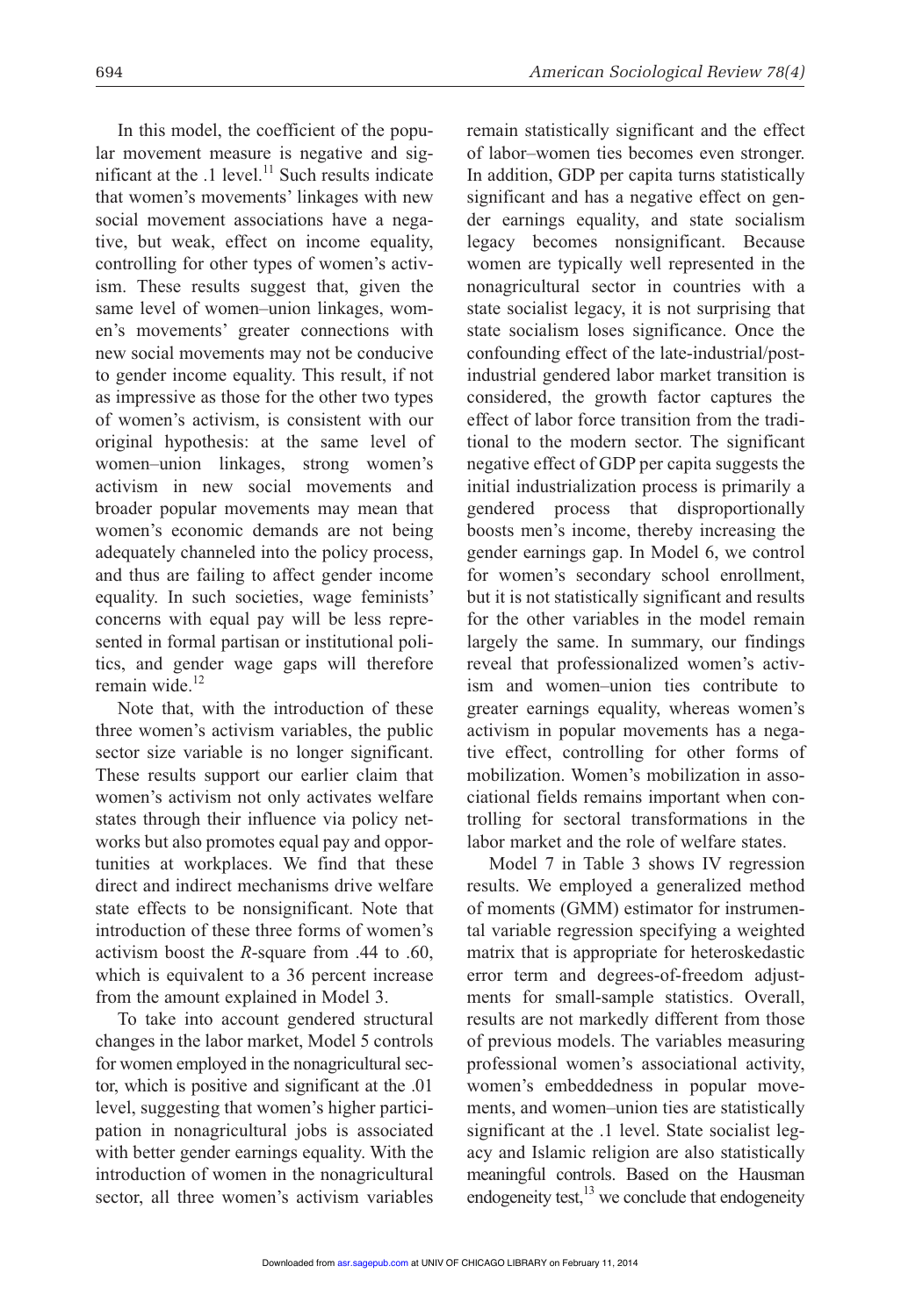In this model, the coefficient of the popular movement measure is negative and significant at the .1 level.[11] Such results indicate that women's movements' linkages with new social movement associations have a negative, but weak, effect on income equality, controlling for other types of women's activism. These results suggest that, given the same level of women–union linkages, women's movements' greater connections with new social movements may not be conducive to gender income equality. This result, if not as impressive as those for the other two types of women's activism, is consistent with our original hypothesis: at the same level of women–union linkages, strong women's activism in new social movements and broader popular movements may mean that women's economic demands are not being adequately channeled into the policy process, and thus are failing to affect gender income equality. In such societies, wage feminists' concerns with equal pay will be less represented in formal partisan or institutional politics, and gender wage gaps will therefore remain wide.[12]

Note that, with the introduction of these three women's activism variables, the public sector size variable is no longer significant. These results support our earlier claim that women's activism not only activates welfare states through their influence via policy networks but also promotes equal pay and opportunities at workplaces. We find that these direct and indirect mechanisms drive welfare state effects to be nonsignificant. Note that introduction of these three forms of women's activism boost the *R*-square from .44 to .60, which is equivalent to a 36 percent increase from the amount explained in Model 3.

To take into account gendered structural changes in the labor market, Model 5 controls for women employed in the nonagricultural sector, which is positive and significant at the .01 level, suggesting that women's higher participation in nonagricultural jobs is associated with better gender earnings equality. With the introduction of women in the nonagricultural sector, all three women's activism variables remain statistically significant and the effect of labor–women ties becomes even stronger. In addition, GDP per capita turns statistically significant and has a negative effect on gender earnings equality, and state socialism legacy becomes nonsignificant. Because women are typically well represented in the nonagricultural sector in countries with a state socialist legacy, it is not surprising that state socialism loses significance. Once the confounding effect of the late-industrial/post-industrial gendered labor market transition is considered, the growth factor captures the effect of labor force transition from the traditional to the modern sector. The significant negative effect of GDP per capita suggests the initial industrialization process is primarily a gendered process that disproportionally boosts men's income, thereby increasing the gender earnings gap. In Model 6, we control for women's secondary school enrollment, but it is not statistically significant and results for the other variables in the model remain largely the same. In summary, our findings reveal that professionalized women's activism and women–union ties contribute to greater earnings equality, whereas women's activism in popular movements has a negative effect, controlling for other forms of mobilization. Women's mobilization in associational fields remains important when controlling for sectoral transformations in the labor market and the role of welfare states.

Model 7 in Table 3 shows IV regression results. We employed a generalized method of moments (GMM) estimator for instrumental variable regression specifying a weighted matrix that is appropriate for heteroskedastic error term and degrees-of-freedom adjustments for small-sample statistics. Overall, results are not markedly different from those of previous models. The variables measuring professional women's associational activity, women's embeddedness in popular movements, and women–union ties are statistically significant at the .1 level. State socialist legacy and Islamic religion are also statistically meaningful controls. Based on the Hausman endogeneity test,[13] we conclude that endogeneity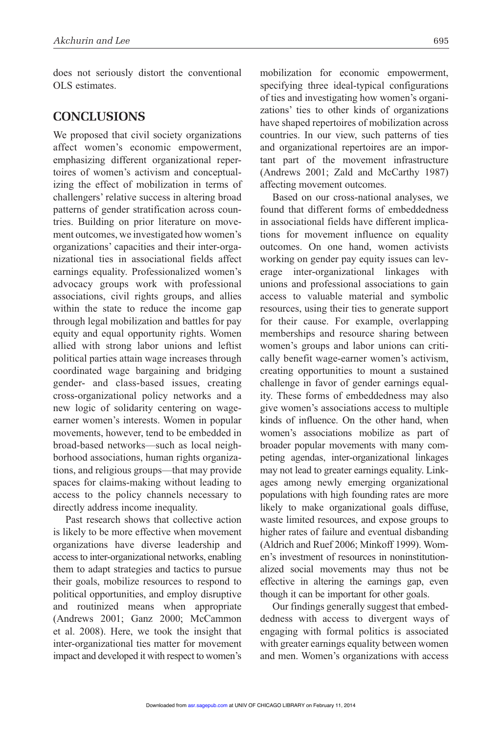does not seriously distort the conventional OLS estimates.

## CONCLUSIONS

We proposed that civil society organizations affect women's economic empowerment, emphasizing different organizational repertoires of women's activism and conceptualizing the effect of mobilization in terms of challengers' relative success in altering broad patterns of gender stratification across countries. Building on prior literature on movement outcomes, we investigated how women's organizations' capacities and their inter-organizational ties in associational fields affect earnings equality. Professionalized women's advocacy groups work with professional associations, civil rights groups, and allies within the state to reduce the income gap through legal mobilization and battles for pay equity and equal opportunity rights. Women allied with strong labor unions and leftist political parties attain wage increases through coordinated wage bargaining and bridging gender- and class-based issues, creating cross-organizational policy networks and a new logic of solidarity centering on wage-earner women's interests. Women in popular movements, however, tend to be embedded in broad-based networks—such as local neighborhood associations, human rights organizations, and religious groups—that may provide spaces for claims-making without leading to access to the policy channels necessary to directly address income inequality.

Past research shows that collective action is likely to be more effective when movement organizations have diverse leadership and access to inter-organizational networks, enabling them to adapt strategies and tactics to pursue their goals, mobilize resources to respond to political opportunities, and employ disruptive and routinized means when appropriate (Andrews 2001; Ganz 2000; McCammon et al. 2008). Here, we took the insight that inter-organizational ties matter for movement impact and developed it with respect to women's mobilization for economic empowerment, specifying three ideal-typical configurations of ties and investigating how women's organizations' ties to other kinds of organizations have shaped repertoires of mobilization across countries. In our view, such patterns of ties and organizational repertoires are an important part of the movement infrastructure (Andrews 2001; Zald and McCarthy 1987) affecting movement outcomes.

Based on our cross-national analyses, we found that different forms of embeddedness in associational fields have different implications for movement influence on equality outcomes. On one hand, women activists working on gender pay equity issues can leverage inter-organizational linkages with unions and professional associations to gain access to valuable material and symbolic resources, using their ties to generate support for their cause. For example, overlapping memberships and resource sharing between women's groups and labor unions can critically benefit wage-earner women's activism, creating opportunities to mount a sustained challenge in favor of gender earnings equality. These forms of embeddedness may also give women's associations access to multiple kinds of influence. On the other hand, when women's associations mobilize as part of broader popular movements with many competing agendas, inter-organizational linkages may not lead to greater earnings equality. Linkages among newly emerging organizational populations with high founding rates are more likely to make organizational goals diffuse, waste limited resources, and expose groups to higher rates of failure and eventual disbanding (Aldrich and Ruef 2006; Minkoff 1999). Women's investment of resources in noninstitutionalized social movements may thus not be effective in altering the earnings gap, even though it can be important for other goals.

Our findings generally suggest that embeddedness with access to divergent ways of engaging with formal politics is associated with greater earnings equality between women and men. Women's organizations with access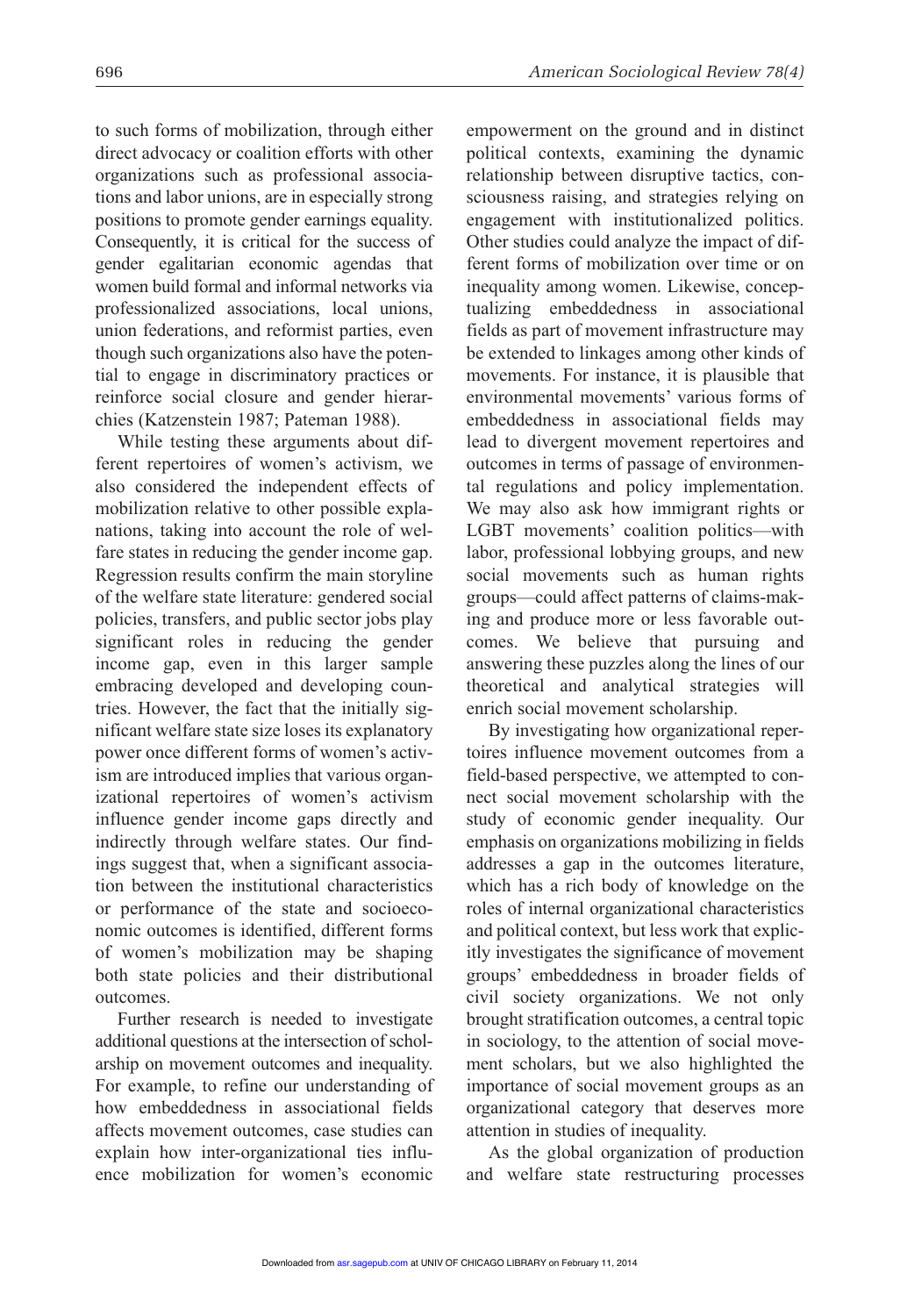to such forms of mobilization, through either direct advocacy or coalition efforts with other organizations such as professional associations and labor unions, are in especially strong positions to promote gender earnings equality. Consequently, it is critical for the success of gender egalitarian economic agendas that women build formal and informal networks via professionalized associations, local unions, union federations, and reformist parties, even though such organizations also have the potential to engage in discriminatory practices or reinforce social closure and gender hierarchies (Katzenstein 1987; Pateman 1988).

While testing these arguments about different repertoires of women's activism, we also considered the independent effects of mobilization relative to other possible explanations, taking into account the role of welfare states in reducing the gender income gap. Regression results confirm the main storyline of the welfare state literature: gendered social policies, transfers, and public sector jobs play significant roles in reducing the gender income gap, even in this larger sample embracing developed and developing countries. However, the fact that the initially significant welfare state size loses its explanatory power once different forms of women's activism are introduced implies that various organizational repertoires of women's activism influence gender income gaps directly and indirectly through welfare states. Our findings suggest that, when a significant association between the institutional characteristics or performance of the state and socioeconomic outcomes is identified, different forms of women's mobilization may be shaping both state policies and their distributional outcomes.

Further research is needed to investigate additional questions at the intersection of scholarship on movement outcomes and inequality. For example, to refine our understanding of how embeddedness in associational fields affects movement outcomes, case studies can explain how inter-organizational ties influence mobilization for women's economic empowerment on the ground and in distinct political contexts, examining the dynamic relationship between disruptive tactics, consciousness raising, and strategies relying on engagement with institutionalized politics. Other studies could analyze the impact of different forms of mobilization over time or on inequality among women. Likewise, conceptualizing embeddedness in associational fields as part of movement infrastructure may be extended to linkages among other kinds of movements. For instance, it is plausible that environmental movements' various forms of embeddedness in associational fields may lead to divergent movement repertoires and outcomes in terms of passage of environmental regulations and policy implementation. We may also ask how immigrant rights or LGBT movements' coalition politics—with labor, professional lobbying groups, and new social movements such as human rights groups—could affect patterns of claims-making and produce more or less favorable outcomes. We believe that pursuing and answering these puzzles along the lines of our theoretical and analytical strategies will enrich social movement scholarship.

By investigating how organizational repertoires influence movement outcomes from a field-based perspective, we attempted to connect social movement scholarship with the study of economic gender inequality. Our emphasis on organizations mobilizing in fields addresses a gap in the outcomes literature, which has a rich body of knowledge on the roles of internal organizational characteristics and political context, but less work that explicitly investigates the significance of movement groups' embeddedness in broader fields of civil society organizations. We not only brought stratification outcomes, a central topic in sociology, to the attention of social movement scholars, but we also highlighted the importance of social movement groups as an organizational category that deserves more attention in studies of inequality.

As the global organization of production and welfare state restructuring processes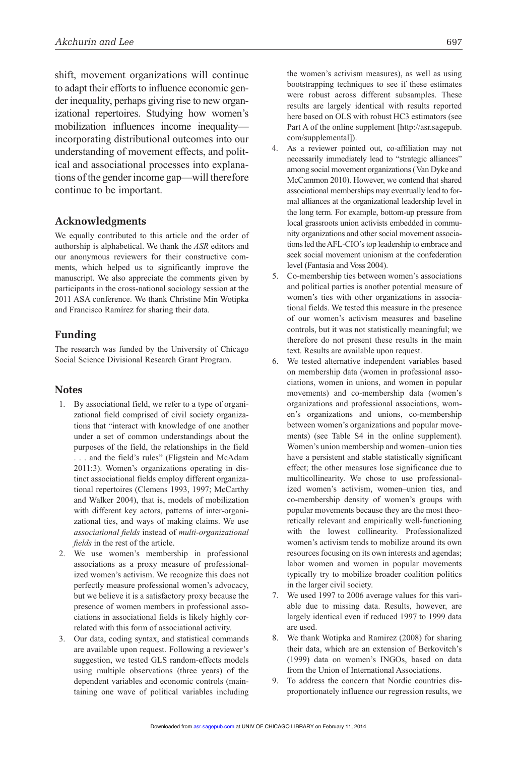shift, movement organizations will continue to adapt their efforts to influence economic gender inequality, perhaps giving rise to new organizational repertoires. Studying how women's mobilization influences income inequality—incorporating distributional outcomes into our understanding of movement effects, and political and associational processes into explanations of the gender income gap—will therefore continue to be important.

## Acknowledgments

We equally contributed to this article and the order of authorship is alphabetical. We thank the *ASR* editors and our anonymous reviewers for their constructive comments, which helped us to significantly improve the manuscript. We also appreciate the comments given by participants in the cross-national sociology session at the 2011 ASA conference. We thank Christine Min Wotipka and Francisco Ramírez for sharing their data.

## Funding

The research was funded by the University of Chicago Social Science Divisional Research Grant Program.

## Notes

1. By associational field, we refer to a type of organizational field comprised of civil society organizations that "interact with knowledge of one another under a set of common understandings about the purposes of the field, the relationships in the field . . . and the field's rules" (Fligstein and McAdam 2011:3). Women's organizations operating in distinct associational fields employ different organizational repertoires (Clemens 1993, 1997; McCarthy and Walker 2004), that is, models of mobilization with different key actors, patterns of inter-organizational ties, and ways of making claims. We use *associational fields* instead of *multi-organizational fields* in the rest of the article.
2. We use women's membership in professional associations as a proxy measure of professionalized women's activism. We recognize this does not perfectly measure professional women's advocacy, but we believe it is a satisfactory proxy because the presence of women members in professional associations in associational fields is likely highly correlated with this form of associational activity.
3. Our data, coding syntax, and statistical commands are available upon request. Following a reviewer's suggestion, we tested GLS random-effects models using multiple observations (three years) of the dependent variables and economic controls (maintaining one wave of political variables including the women's activism measures), as well as using bootstrapping techniques to see if these estimates were robust across different subsamples. These results are largely identical with results reported here based on OLS with robust HC3 estimators (see Part A of the online supplement [http://asr.sagepub.com/supplemental]).
4. As a reviewer pointed out, co-affiliation may not necessarily immediately lead to "strategic alliances" among social movement organizations (Van Dyke and McCammon 2010). However, we contend that shared associational memberships may eventually lead to formal alliances at the organizational leadership level in the long term. For example, bottom-up pressure from local grassroots union activists embedded in community organizations and other social movement associations led the AFL-CIO's top leadership to embrace and seek social movement unionism at the confederation level (Fantasia and Voss 2004).
5. Co-membership ties between women's associations and political parties is another potential measure of women's ties with other organizations in associational fields. We tested this measure in the presence of our women's activism measures and baseline controls, but it was not statistically meaningful; we therefore do not present these results in the main text. Results are available upon request.
6. We tested alternative independent variables based on membership data (women in professional associations, women in unions, and women in popular movements) and co-membership data (women's organizations and professional associations, women's organizations and unions, co-membership between women's organizations and popular movements) (see Table S4 in the online supplement). Women's union membership and women–union ties have a persistent and stable statistically significant effect; the other measures lose significance due to multicollinearity. We chose to use professionalized women's activism, women–union ties, and co-membership density of women's groups with popular movements because they are the most theoretically relevant and empirically well-functioning with the lowest collinearity. Professionalized women's activism tends to mobilize around its own resources focusing on its own interests and agendas; labor women and women in popular movements typically try to mobilize broader coalition politics in the larger civil society.
7. We used 1997 to 2006 average values for this variable due to missing data. Results, however, are largely identical even if reduced 1997 to 1999 data are used.
8. We thank Wotipka and Ramirez (2008) for sharing their data, which are an extension of Berkovitch's (1999) data on women's INGOs, based on data from the Union of International Associations.
9. To address the concern that Nordic countries disproportionately influence our regression results, we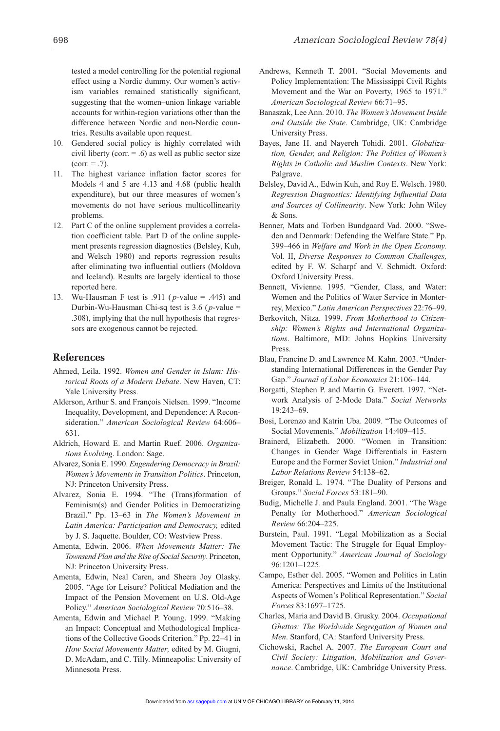tested a model controlling for the potential regional effect using a Nordic dummy. Our women's activism variables remained statistically significant, suggesting that the women–union linkage variable accounts for within-region variations other than the difference between Nordic and non-Nordic countries. Results available upon request.

10. Gendered social policy is highly correlated with civil liberty (corr. = .6) as well as public sector size (corr. = .7).
11. The highest variance inflation factor scores for Models 4 and 5 are 4.13 and 4.68 (public health expenditure), but our three measures of women's movements do not have serious multicollinearity problems.
12. Part C of the online supplement provides a correlation coefficient table. Part D of the online supplement presents regression diagnostics (Belsley, Kuh, and Welsch 1980) and reports regression results after eliminating two influential outliers (Moldova and Iceland). Results are largely identical to those reported here.
13. Wu-Hausman F test is .911 ($p$-value = .445) and Durbin-Wu-Hausman Chi-sq test is 3.6 ($p$-value = .308), implying that the null hypothesis that regressors are exogenous cannot be rejected.

## References

Ahmed, Leila. 1992. *Women and Gender in Islam: Historical Roots of a Modern Debate*. New Haven, CT: Yale University Press.

Alderson, Arthur S. and François Nielsen. 1999. "Income Inequality, Development, and Dependence: A Reconsideration." *American Sociological Review* 64:606–631.

Aldrich, Howard E. and Martin Ruef. 2006. *Organizations Evolving*. London: Sage.

Alvarez, Sonia E. 1990. *Engendering Democracy in Brazil: Women's Movements in Transition Politics*. Princeton, NJ: Princeton University Press.

Alvarez, Sonia E. 1994. "The (Trans)formation of Feminism(s) and Gender Politics in Democratizing Brazil." Pp. 13–63 in *The Women's Movement in Latin America: Participation and Democracy,* edited by J. S. Jaquette. Boulder, CO: Westview Press.

Amenta, Edwin. 2006. *When Movements Matter: The Townsend Plan and the Rise of Social Security*. Princeton, NJ: Princeton University Press.

Amenta, Edwin, Neal Caren, and Sheera Joy Olasky. 2005. "Age for Leisure? Political Mediation and the Impact of the Pension Movement on U.S. Old-Age Policy." *American Sociological Review* 70:516–38.

Amenta, Edwin and Michael P. Young. 1999. "Making an Impact: Conceptual and Methodological Implications of the Collective Goods Criterion." Pp. 22–41 in *How Social Movements Matter,* edited by M. Giugni, D. McAdam, and C. Tilly. Minneapolis: University of Minnesota Press.

Andrews, Kenneth T. 2001. "Social Movements and Policy Implementation: The Mississippi Civil Rights Movement and the War on Poverty, 1965 to 1971." *American Sociological Review* 66:71–95.

Banaszak, Lee Ann. 2010. *The Women's Movement Inside and Outside the State*. Cambridge, UK: Cambridge University Press.

Bayes, Jane H. and Nayereh Tohidi. 2001. *Globalization, Gender, and Religion: The Politics of Women's Rights in Catholic and Muslim Contexts*. New York: Palgrave.

Belsley, David A., Edwin Kuh, and Roy E. Welsch. 1980. *Regression Diagnostics: Identifying Influential Data and Sources of Collinearity*. New York: John Wiley & Sons.

Benner, Mats and Torben Bundgaard Vad. 2000. "Sweden and Denmark: Defending the Welfare State." Pp. 399–466 in *Welfare and Work in the Open Economy.* Vol. II, *Diverse Responses to Common Challenges,* edited by F. W. Scharpf and V. Schmidt. Oxford: Oxford University Press.

Bennett, Vivienne. 1995. "Gender, Class, and Water: Women and the Politics of Water Service in Monterrey, Mexico." *Latin American Perspectives* 22:76–99.

Berkovitch, Nitza. 1999. *From Motherhood to Citizenship: Women's Rights and International Organizations*. Baltimore, MD: Johns Hopkins University Press.

Blau, Francine D. and Lawrence M. Kahn. 2003. "Understanding International Differences in the Gender Pay Gap." *Journal of Labor Economics* 21:106–144.

Borgatti, Stephen P. and Martin G. Everett. 1997. "Network Analysis of 2-Mode Data." *Social Networks* 19:243–69.

Bosi, Lorenzo and Katrin Uba. 2009. "The Outcomes of Social Movements." *Mobilization* 14:409–415.

Brainerd, Elizabeth. 2000. "Women in Transition: Changes in Gender Wage Differentials in Eastern Europe and the Former Soviet Union." *Industrial and Labor Relations Review* 54:138–62.

Breiger, Ronald L. 1974. "The Duality of Persons and Groups." *Social Forces* 53:181–90.

Budig, Michelle J. and Paula England. 2001. "The Wage Penalty for Motherhood." *American Sociological Review* 66:204–225.

Burstein, Paul. 1991. "Legal Mobilization as a Social Movement Tactic: The Struggle for Equal Employment Opportunity." *American Journal of Sociology* 96:1201–1225.

Campo, Esther del. 2005. "Women and Politics in Latin America: Perspectives and Limits of the Institutional Aspects of Women's Political Representation." *Social Forces* 83:1697–1725.

Charles, Maria and David B. Grusky. 2004. *Occupational Ghettos: The Worldwide Segregation of Women and Men*. Stanford, CA: Stanford University Press.

Cichowski, Rachel A. 2007. *The European Court and Civil Society: Litigation, Mobilization and Governance*. Cambridge, UK: Cambridge University Press.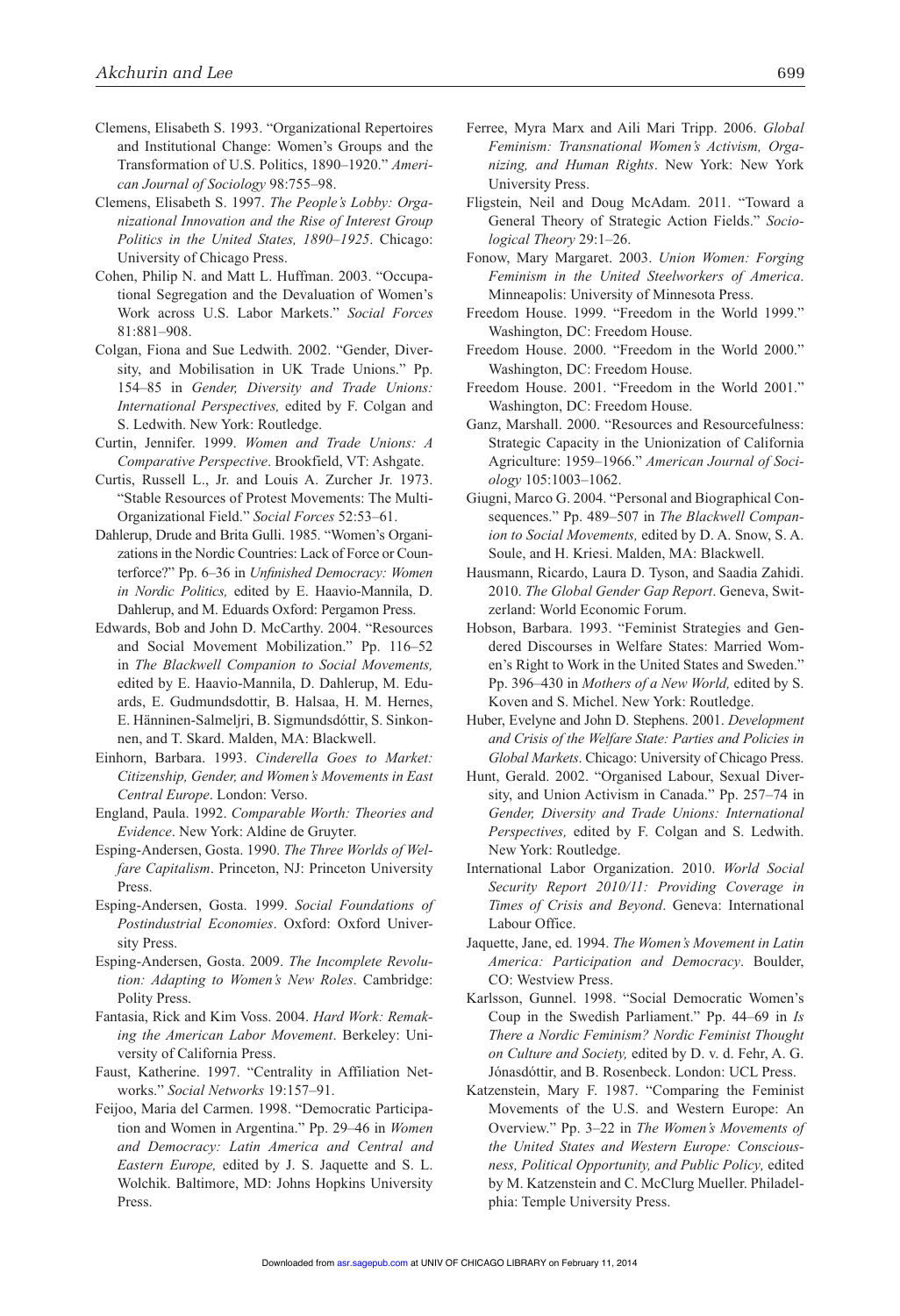Clemens, Elisabeth S. 1993. "Organizational Repertoires and Institutional Change: Women's Groups and the Transformation of U.S. Politics, 1890–1920." *American Journal of Sociology* 98:755–98.

Clemens, Elisabeth S. 1997. *The People's Lobby: Organizational Innovation and the Rise of Interest Group Politics in the United States, 1890–1925*. Chicago: University of Chicago Press.

Cohen, Philip N. and Matt L. Huffman. 2003. "Occupational Segregation and the Devaluation of Women's Work across U.S. Labor Markets." *Social Forces* 81:881–908.

Colgan, Fiona and Sue Ledwith. 2002. "Gender, Diversity, and Mobilisation in UK Trade Unions." Pp. 154–85 in *Gender, Diversity and Trade Unions: International Perspectives,* edited by F. Colgan and S. Ledwith. New York: Routledge.

Curtin, Jennifer. 1999. *Women and Trade Unions: A Comparative Perspective*. Brookfield, VT: Ashgate.

Curtis, Russell L., Jr. and Louis A. Zurcher Jr. 1973. "Stable Resources of Protest Movements: The Multi-Organizational Field." *Social Forces* 52:53–61.

Dahlerup, Drude and Brita Gulli. 1985. "Women's Organizations in the Nordic Countries: Lack of Force or Counterforce?" Pp. 6–36 in *Unfinished Democracy: Women in Nordic Politics,* edited by E. Haavio-Mannila, D. Dahlerup, and M. Eduards Oxford: Pergamon Press.

Edwards, Bob and John D. McCarthy. 2004. "Resources and Social Movement Mobilization." Pp. 116–52 in *The Blackwell Companion to Social Movements,* edited by E. Haavio-Mannila, D. Dahlerup, M. Eduards, E. Gudmundsdottir, B. Halsaa, H. M. Hernes, E. Hänninen-Salmeljri, B. Sigmundsdóttir, S. Sinkonnen, and T. Skard. Malden, MA: Blackwell.

Einhorn, Barbara. 1993. *Cinderella Goes to Market: Citizenship, Gender, and Women's Movements in East Central Europe*. London: Verso.

England, Paula. 1992. *Comparable Worth: Theories and Evidence*. New York: Aldine de Gruyter.

Esping-Andersen, Gosta. 1990. *The Three Worlds of Welfare Capitalism*. Princeton, NJ: Princeton University Press.

Esping-Andersen, Gosta. 1999. *Social Foundations of Postindustrial Economies*. Oxford: Oxford University Press.

Esping-Andersen, Gosta. 2009. *The Incomplete Revolution: Adapting to Women's New Roles*. Cambridge: Polity Press.

Fantasia, Rick and Kim Voss. 2004. *Hard Work: Remaking the American Labor Movement*. Berkeley: University of California Press.

Faust, Katherine. 1997. "Centrality in Affiliation Networks." *Social Networks* 19:157–91.

Feijoo, Maria del Carmen. 1998. "Democratic Participation and Women in Argentina." Pp. 29–46 in *Women and Democracy: Latin America and Central and Eastern Europe,* edited by J. S. Jaquette and S. L. Wolchik. Baltimore, MD: Johns Hopkins University Press.

Ferree, Myra Marx and Aili Mari Tripp. 2006. *Global Feminism: Transnational Women's Activism, Organizing, and Human Rights*. New York: New York University Press.

Fligstein, Neil and Doug McAdam. 2011. "Toward a General Theory of Strategic Action Fields." *Sociological Theory* 29:1–26.

Fonow, Mary Margaret. 2003. *Union Women: Forging Feminism in the United Steelworkers of America*. Minneapolis: University of Minnesota Press.

Freedom House. 1999. "Freedom in the World 1999." Washington, DC: Freedom House.

Freedom House. 2000. "Freedom in the World 2000." Washington, DC: Freedom House.

Freedom House. 2001. "Freedom in the World 2001." Washington, DC: Freedom House.

Ganz, Marshall. 2000. "Resources and Resourcefulness: Strategic Capacity in the Unionization of California Agriculture: 1959–1966." *American Journal of Sociology* 105:1003–1062.

Giugni, Marco G. 2004. "Personal and Biographical Consequences." Pp. 489–507 in *The Blackwell Companion to Social Movements,* edited by D. A. Snow, S. A. Soule, and H. Kriesi. Malden, MA: Blackwell.

Hausmann, Ricardo, Laura D. Tyson, and Saadia Zahidi. 2010. *The Global Gender Gap Report*. Geneva, Switzerland: World Economic Forum.

Hobson, Barbara. 1993. "Feminist Strategies and Gendered Discourses in Welfare States: Married Women's Right to Work in the United States and Sweden." Pp. 396–430 in *Mothers of a New World,* edited by S. Koven and S. Michel. New York: Routledge.

Huber, Evelyne and John D. Stephens. 2001. *Development and Crisis of the Welfare State: Parties and Policies in Global Markets*. Chicago: University of Chicago Press.

Hunt, Gerald. 2002. "Organised Labour, Sexual Diversity, and Union Activism in Canada." Pp. 257–74 in *Gender, Diversity and Trade Unions: International Perspectives,* edited by F. Colgan and S. Ledwith. New York: Routledge.

International Labor Organization. 2010. *World Social Security Report 2010/11: Providing Coverage in Times of Crisis and Beyond*. Geneva: International Labour Office.

Jaquette, Jane, ed. 1994. *The Women's Movement in Latin America: Participation and Democracy*. Boulder, CO: Westview Press.

Karlsson, Gunnel. 1998. "Social Democratic Women's Coup in the Swedish Parliament." Pp. 44–69 in *Is There a Nordic Feminism? Nordic Feminist Thought on Culture and Society,* edited by D. v. d. Fehr, A. G. Jónasdóttir, and B. Rosenbeck. London: UCL Press.

Katzenstein, Mary F. 1987. "Comparing the Feminist Movements of the U.S. and Western Europe: An Overview." Pp. 3–22 in *The Women's Movements of the United States and Western Europe: Consciousness, Political Opportunity, and Public Policy,* edited by M. Katzenstein and C. McClurg Mueller. Philadelphia: Temple University Press.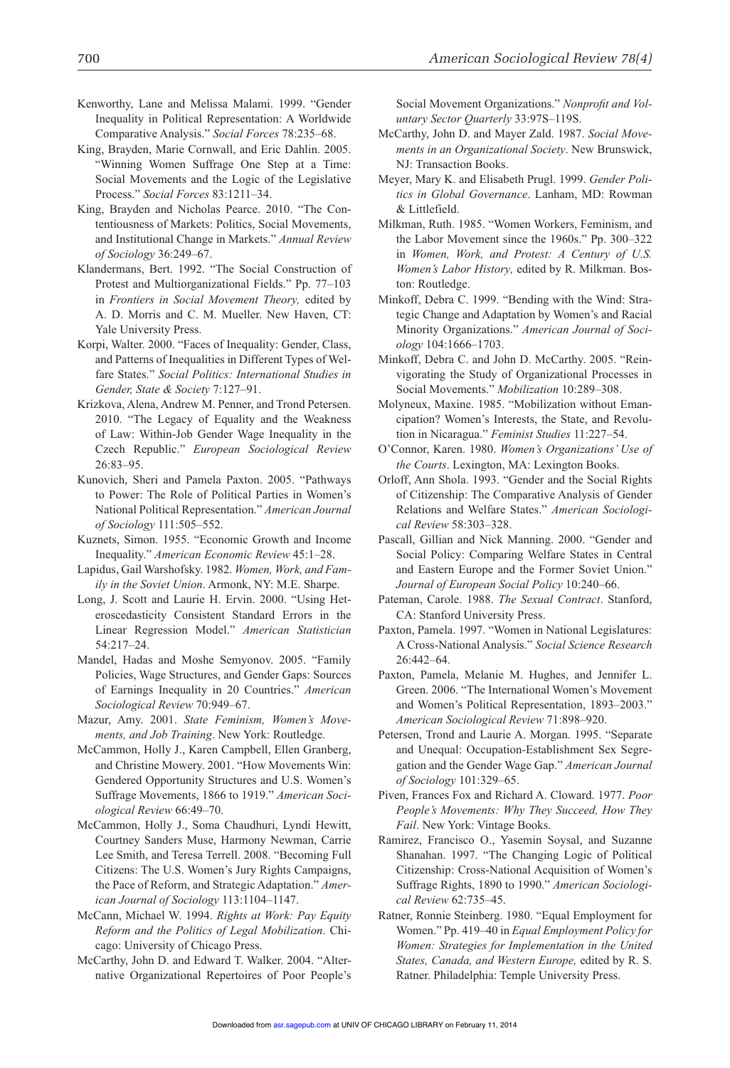Kenworthy, Lane and Melissa Malami. 1999. "Gender Inequality in Political Representation: A Worldwide Comparative Analysis." *Social Forces* 78:235–68.

King, Brayden, Marie Cornwall, and Eric Dahlin. 2005. "Winning Women Suffrage One Step at a Time: Social Movements and the Logic of the Legislative Process." *Social Forces* 83:1211–34.

King, Brayden and Nicholas Pearce. 2010. "The Contentiousness of Markets: Politics, Social Movements, and Institutional Change in Markets." *Annual Review of Sociology* 36:249–67.

Klandermans, Bert. 1992. "The Social Construction of Protest and Multiorganizational Fields." Pp. 77–103 in *Frontiers in Social Movement Theory,* edited by A. D. Morris and C. M. Mueller. New Haven, CT: Yale University Press.

Korpi, Walter. 2000. "Faces of Inequality: Gender, Class, and Patterns of Inequalities in Different Types of Welfare States." *Social Politics: International Studies in Gender, State & Society* 7:127–91.

Krizkova, Alena, Andrew M. Penner, and Trond Petersen. 2010. "The Legacy of Equality and the Weakness of Law: Within-Job Gender Wage Inequality in the Czech Republic." *European Sociological Review* 26:83–95.

Kunovich, Sheri and Pamela Paxton. 2005. "Pathways to Power: The Role of Political Parties in Women's National Political Representation." *American Journal of Sociology* 111:505–552.

Kuznets, Simon. 1955. "Economic Growth and Income Inequality." *American Economic Review* 45:1–28.

Lapidus, Gail Warshofsky. 1982. *Women, Work, and Family in the Soviet Union*. Armonk, NY: M.E. Sharpe.

Long, J. Scott and Laurie H. Ervin. 2000. "Using Heteroscedasticity Consistent Standard Errors in the Linear Regression Model." *American Statistician* 54:217–24.

Mandel, Hadas and Moshe Semyonov. 2005. "Family Policies, Wage Structures, and Gender Gaps: Sources of Earnings Inequality in 20 Countries." *American Sociological Review* 70:949–67.

Mazur, Amy. 2001. *State Feminism, Women's Movements, and Job Training*. New York: Routledge.

McCammon, Holly J., Karen Campbell, Ellen Granberg, and Christine Mowery. 2001. "How Movements Win: Gendered Opportunity Structures and U.S. Women's Suffrage Movements, 1866 to 1919." *American Sociological Review* 66:49–70.

McCammon, Holly J., Soma Chaudhuri, Lyndi Hewitt, Courtney Sanders Muse, Harmony Newman, Carrie Lee Smith, and Teresa Terrell. 2008. "Becoming Full Citizens: The U.S. Women's Jury Rights Campaigns, the Pace of Reform, and Strategic Adaptation." *American Journal of Sociology* 113:1104–1147.

McCann, Michael W. 1994. *Rights at Work: Pay Equity Reform and the Politics of Legal Mobilization*. Chicago: University of Chicago Press.

McCarthy, John D. and Edward T. Walker. 2004. "Alternative Organizational Repertoires of Poor People's Social Movement Organizations." *Nonprofit and Voluntary Sector Quarterly* 33:97S–119S.

McCarthy, John D. and Mayer Zald. 1987. *Social Movements in an Organizational Society*. New Brunswick, NJ: Transaction Books.

Meyer, Mary K. and Elisabeth Prugl. 1999. *Gender Politics in Global Governance*. Lanham, MD: Rowman & Littlefield.

Milkman, Ruth. 1985. "Women Workers, Feminism, and the Labor Movement since the 1960s." Pp. 300–322 in *Women, Work, and Protest: A Century of U.S. Women's Labor History,* edited by R. Milkman. Boston: Routledge.

Minkoff, Debra C. 1999. "Bending with the Wind: Strategic Change and Adaptation by Women's and Racial Minority Organizations." *American Journal of Sociology* 104:1666–1703.

Minkoff, Debra C. and John D. McCarthy. 2005. "Reinvigorating the Study of Organizational Processes in Social Movements." *Mobilization* 10:289–308.

Molyneux, Maxine. 1985. "Mobilization without Emancipation? Women's Interests, the State, and Revolution in Nicaragua." *Feminist Studies* 11:227–54.

O'Connor, Karen. 1980. *Women's Organizations' Use of the Courts*. Lexington, MA: Lexington Books.

Orloff, Ann Shola. 1993. "Gender and the Social Rights of Citizenship: The Comparative Analysis of Gender Relations and Welfare States." *American Sociological Review* 58:303–328.

Pascall, Gillian and Nick Manning. 2000. "Gender and Social Policy: Comparing Welfare States in Central and Eastern Europe and the Former Soviet Union." *Journal of European Social Policy* 10:240–66.

Pateman, Carole. 1988. *The Sexual Contract*. Stanford, CA: Stanford University Press.

Paxton, Pamela. 1997. "Women in National Legislatures: A Cross-National Analysis." *Social Science Research* 26:442–64.

Paxton, Pamela, Melanie M. Hughes, and Jennifer L. Green. 2006. "The International Women's Movement and Women's Political Representation, 1893–2003." *American Sociological Review* 71:898–920.

Petersen, Trond and Laurie A. Morgan. 1995. "Separate and Unequal: Occupation-Establishment Sex Segregation and the Gender Wage Gap." *American Journal of Sociology* 101:329–65.

Piven, Frances Fox and Richard A. Cloward. 1977. *Poor People's Movements: Why They Succeed, How They Fail*. New York: Vintage Books.

Ramirez, Francisco O., Yasemin Soysal, and Suzanne Shanahan. 1997. "The Changing Logic of Political Citizenship: Cross-National Acquisition of Women's Suffrage Rights, 1890 to 1990." *American Sociological Review* 62:735–45.

Ratner, Ronnie Steinberg. 1980. "Equal Employment for Women." Pp. 419–40 in *Equal Employment Policy for Women: Strategies for Implementation in the United States, Canada, and Western Europe,* edited by R. S. Ratner. Philadelphia: Temple University Press.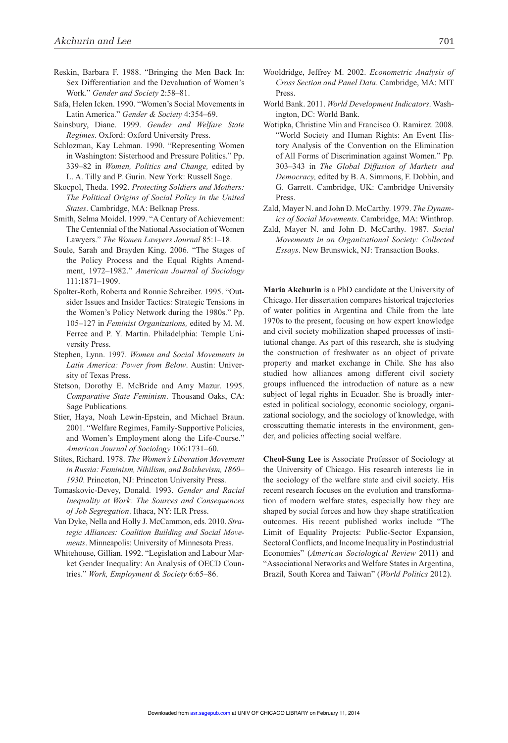Reskin, Barbara F. 1988. "Bringing the Men Back In: Sex Differentiation and the Devaluation of Women's Work." *Gender and Society* 2:58–81.

Safa, Helen Icken. 1990. "Women's Social Movements in Latin America." *Gender & Society* 4:354–69.

Sainsbury, Diane. 1999. *Gender and Welfare State Regimes*. Oxford: Oxford University Press.

Schlozman, Kay Lehman. 1990. "Representing Women in Washington: Sisterhood and Pressure Politics." Pp. 339–82 in *Women, Politics and Change,* edited by L. A. Tilly and P. Gurin. New York: Russell Sage.

Skocpol, Theda. 1992. *Protecting Soldiers and Mothers: The Political Origins of Social Policy in the United States*. Cambridge, MA: Belknap Press.

Smith, Selma Moidel. 1999. "A Century of Achievement: The Centennial of the National Association of Women Lawyers." *The Women Lawyers Journal* 85:1–18.

Soule, Sarah and Brayden King. 2006. "The Stages of the Policy Process and the Equal Rights Amendment, 1972–1982." *American Journal of Sociology* 111:1871–1909.

Spalter-Roth, Roberta and Ronnie Schreiber. 1995. "Outsider Issues and Insider Tactics: Strategic Tensions in the Women's Policy Network during the 1980s." Pp. 105–127 in *Feminist Organizations,* edited by M. M. Ferree and P. Y. Martin. Philadelphia: Temple University Press.

Stephen, Lynn. 1997. *Women and Social Movements in Latin America: Power from Below*. Austin: University of Texas Press.

Stetson, Dorothy E. McBride and Amy Mazur. 1995. *Comparative State Feminism*. Thousand Oaks, CA: Sage Publications.

Stier, Haya, Noah Lewin-Epstein, and Michael Braun. 2001. "Welfare Regimes, Family-Supportive Policies, and Women's Employment along the Life-Course." *American Journal of Sociology* 106:1731–60.

Stites, Richard. 1978. *The Women's Liberation Movement in Russia: Feminism, Nihilism, and Bolshevism, 1860–1930*. Princeton, NJ: Princeton University Press.

Tomaskovic-Devey, Donald. 1993. *Gender and Racial Inequality at Work: The Sources and Consequences of Job Segregation*. Ithaca, NY: ILR Press.

Van Dyke, Nella and Holly J. McCammon, eds. 2010. *Strategic Alliances: Coalition Building and Social Movements*. Minneapolis: University of Minnesota Press.

Whitehouse, Gillian. 1992. "Legislation and Labour Market Gender Inequality: An Analysis of OECD Countries." *Work, Employment & Society* 6:65–86.

Wooldridge, Jeffrey M. 2002. *Econometric Analysis of Cross Section and Panel Data*. Cambridge, MA: MIT Press.

World Bank. 2011. *World Development Indicators*. Washington, DC: World Bank.

Wotipka, Christine Min and Francisco O. Ramirez. 2008. "World Society and Human Rights: An Event History Analysis of the Convention on the Elimination of All Forms of Discrimination against Women." Pp. 303–343 in *The Global Diffusion of Markets and Democracy,* edited by B. A. Simmons, F. Dobbin, and G. Garrett. Cambridge, UK: Cambridge University Press.

Zald, Mayer N. and John D. McCarthy. 1979. *The Dynamics of Social Movements*. Cambridge, MA: Winthrop.

Zald, Mayer N. and John D. McCarthy. 1987. *Social Movements in an Organizational Society: Collected Essays*. New Brunswick, NJ: Transaction Books.

**Maria Akchurin** is a PhD candidate at the University of Chicago. Her dissertation compares historical trajectories of water politics in Argentina and Chile from the late 1970s to the present, focusing on how expert knowledge and civil society mobilization shaped processes of institutional change. As part of this research, she is studying the construction of freshwater as an object of private property and market exchange in Chile. She has also studied how alliances among different civil society groups influenced the introduction of nature as a new subject of legal rights in Ecuador. She is broadly interested in political sociology, economic sociology, organizational sociology, and the sociology of knowledge, with crosscutting thematic interests in the environment, gender, and policies affecting social welfare.

**Cheol-Sung Lee** is Associate Professor of Sociology at the University of Chicago. His research interests lie in the sociology of the welfare state and civil society. His recent research focuses on the evolution and transformation of modern welfare states, especially how they are shaped by social forces and how they shape stratification outcomes. His recent published works include "The Limit of Equality Projects: Public-Sector Expansion, Sectoral Conflicts, and Income Inequality in Postindustrial Economies" (*American Sociological Review* 2011) and "Associational Networks and Welfare States in Argentina, Brazil, South Korea and Taiwan" (*World Politics* 2012).